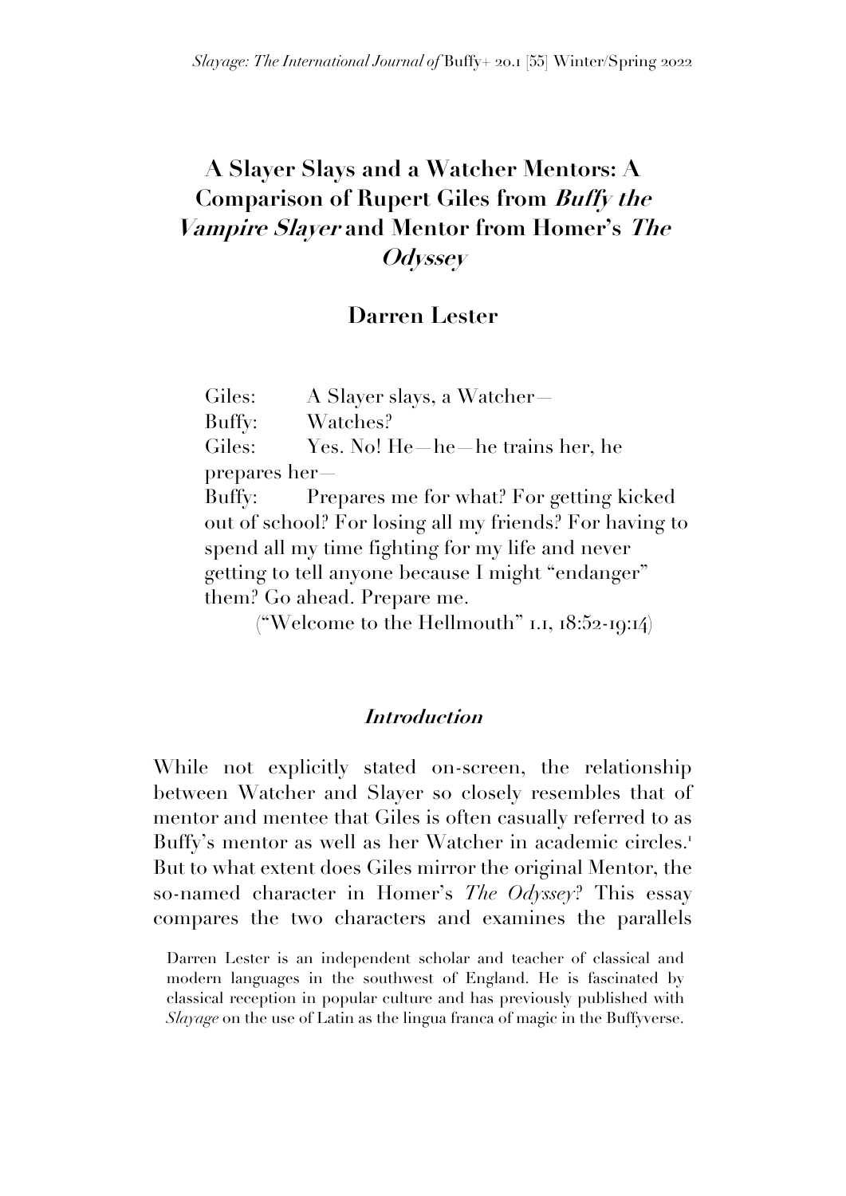# A Slayer Slays and a Watcher Mentors: A Comparison of Rupert Giles from *Buffy the Vampire Slayer* and Mentor from Homer's *The Odyssey*

## Darren Lester

> Giles: A Slayer slays, a Watcher—
> Buffy: Watches?
> Giles: Yes. No! He—he—he trains her, he prepares her—
> Buffy: Prepares me for what? For getting kicked out of school? For losing all my friends? For having to spend all my time fighting for my life and never getting to tell anyone because I might "endanger" them? Go ahead. Prepare me.
> ("Welcome to the Hellmouth" 1.1, 18:52-19:14)

### *Introduction*

While not explicitly stated on-screen, the relationship between Watcher and Slayer so closely resembles that of mentor and mentee that Giles is often casually referred to as Buffy's mentor as well as her Watcher in academic circles.[1] But to what extent does Giles mirror the original Mentor, the so-named character in Homer's *The Odyssey*? This essay compares the two characters and examines the parallels

Darren Lester is an independent scholar and teacher of classical and modern languages in the southwest of England. He is fascinated by classical reception in popular culture and has previously published with *Slayage* on the use of Latin as the lingua franca of magic in the Buffyverse.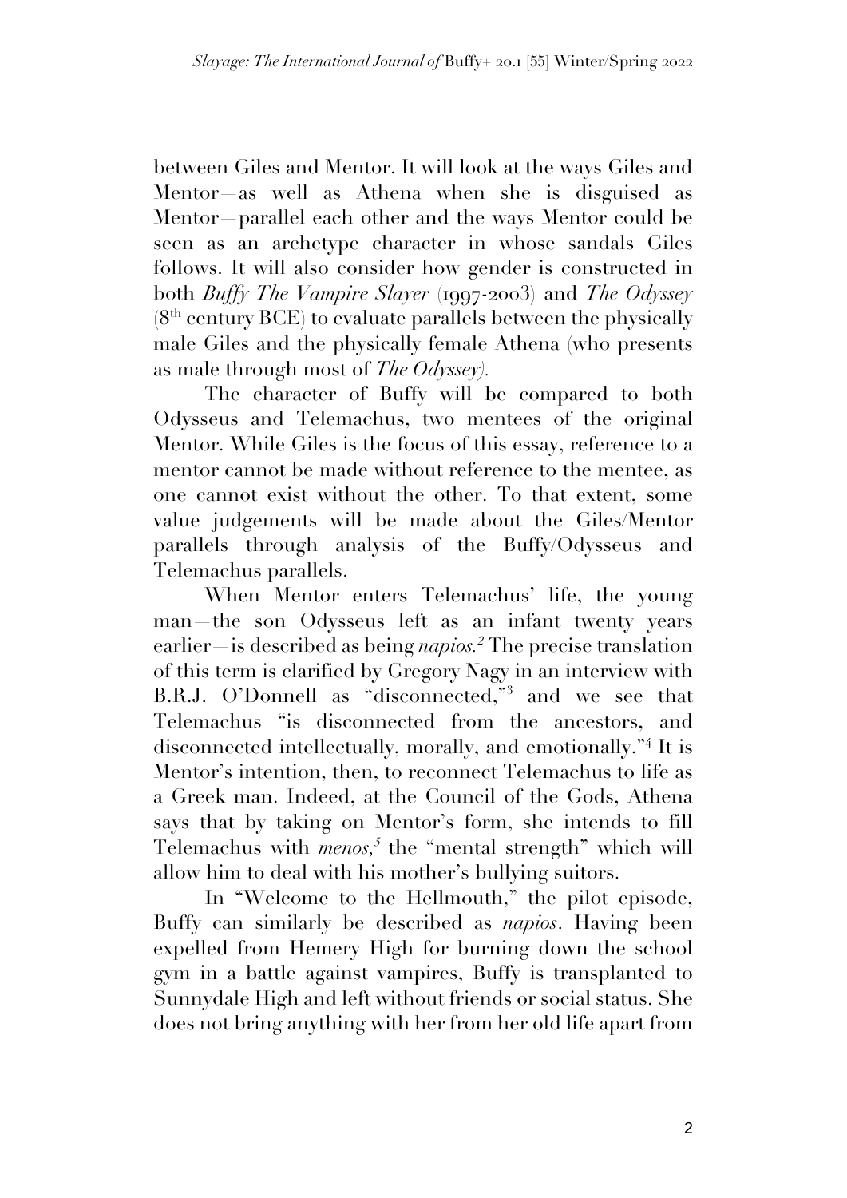between Giles and Mentor. It will look at the ways Giles and Mentor—as well as Athena when she is disguised as Mentor—parallel each other and the ways Mentor could be seen as an archetype character in whose sandals Giles follows. It will also consider how gender is constructed in both *Buffy The Vampire Slayer* (1997-2003) and *The Odyssey* (8th century BCE) to evaluate parallels between the physically male Giles and the physically female Athena (who presents as male through most of *The Odyssey*).

The character of Buffy will be compared to both Odysseus and Telemachus, two mentees of the original Mentor. While Giles is the focus of this essay, reference to a mentor cannot be made without reference to the mentee, as one cannot exist without the other. To that extent, some value judgements will be made about the Giles/Mentor parallels through analysis of the Buffy/Odysseus and Telemachus parallels.

When Mentor enters Telemachus' life, the young man—the son Odysseus left as an infant twenty years earlier—is described as being *napios*.[2] The precise translation of this term is clarified by Gregory Nagy in an interview with B.R.J. O'Donnell as "disconnected,"[3] and we see that Telemachus "is disconnected from the ancestors, and disconnected intellectually, morally, and emotionally."[4] It is Mentor's intention, then, to reconnect Telemachus to life as a Greek man. Indeed, at the Council of the Gods, Athena says that by taking on Mentor's form, she intends to fill Telemachus with *menos*,[5] the "mental strength" which will allow him to deal with his mother's bullying suitors.

In "Welcome to the Hellmouth," the pilot episode, Buffy can similarly be described as *napios*. Having been expelled from Hemery High for burning down the school gym in a battle against vampires, Buffy is transplanted to Sunnydale High and left without friends or social status. She does not bring anything with her from her old life apart from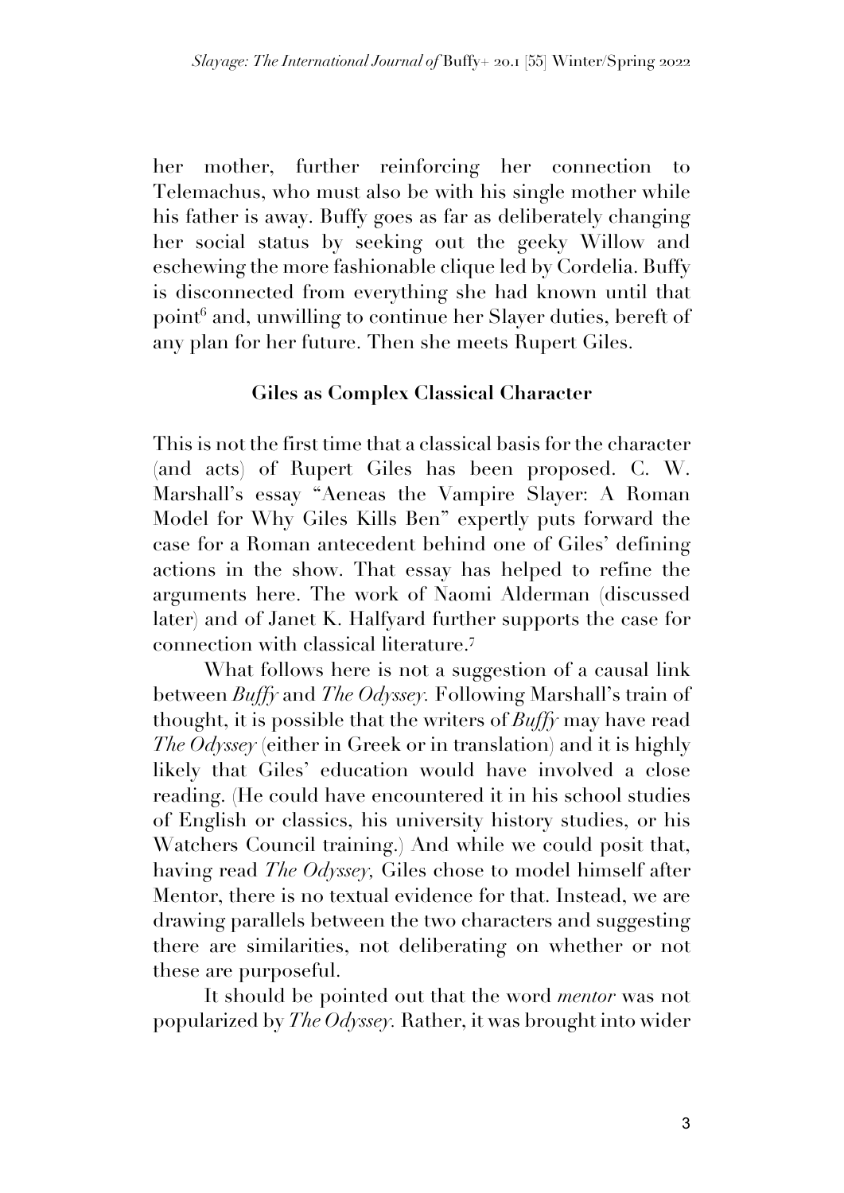her mother, further reinforcing her connection to Telemachus, who must also be with his single mother while his father is away. Buffy goes as far as deliberately changing her social status by seeking out the geeky Willow and eschewing the more fashionable clique led by Cordelia. Buffy is disconnected from everything she had known until that point[6] and, unwilling to continue her Slayer duties, bereft of any plan for her future. Then she meets Rupert Giles.

## Giles as Complex Classical Character

This is not the first time that a classical basis for the character (and acts) of Rupert Giles has been proposed. C. W. Marshall's essay "Aeneas the Vampire Slayer: A Roman Model for Why Giles Kills Ben" expertly puts forward the case for a Roman antecedent behind one of Giles' defining actions in the show. That essay has helped to refine the arguments here. The work of Naomi Alderman (discussed later) and of Janet K. Halfyard further supports the case for connection with classical literature.[7]

What follows here is not a suggestion of a causal link between *Buffy* and *The Odyssey.* Following Marshall's train of thought, it is possible that the writers of *Buffy* may have read *The Odyssey* (either in Greek or in translation) and it is highly likely that Giles' education would have involved a close reading. (He could have encountered it in his school studies of English or classics, his university history studies, or his Watchers Council training.) And while we could posit that, having read *The Odyssey*, Giles chose to model himself after Mentor, there is no textual evidence for that. Instead, we are drawing parallels between the two characters and suggesting there are similarities, not deliberating on whether or not these are purposeful.

It should be pointed out that the word *mentor* was not popularized by *The Odyssey.* Rather, it was brought into wider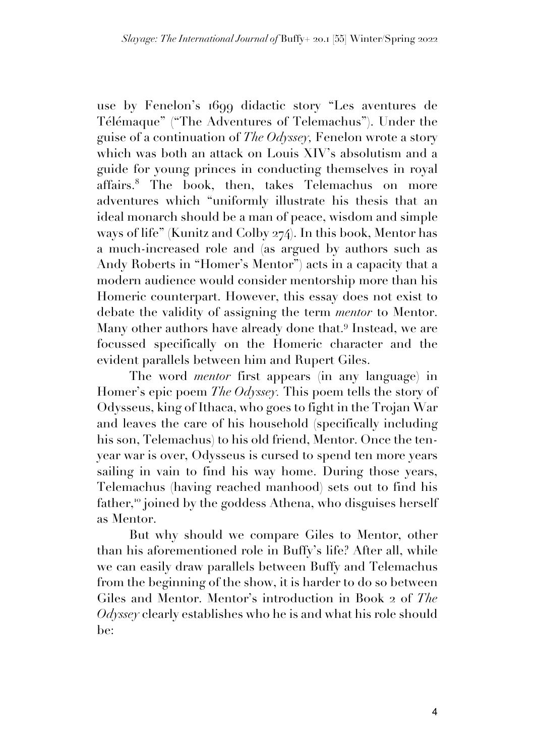use by Fenelon's 1699 didactic story "Les aventures de Télémaque" ("The Adventures of Telemachus"). Under the guise of a continuation of *The Odyssey,* Fenelon wrote a story which was both an attack on Louis XIV's absolutism and a guide for young princes in conducting themselves in royal affairs.[8] The book, then, takes Telemachus on more adventures which "uniformly illustrate his thesis that an ideal monarch should be a man of peace, wisdom and simple ways of life" (Kunitz and Colby 274). In this book, Mentor has a much-increased role and (as argued by authors such as Andy Roberts in "Homer's Mentor") acts in a capacity that a modern audience would consider mentorship more than his Homeric counterpart. However, this essay does not exist to debate the validity of assigning the term *mentor* to Mentor. Many other authors have already done that.[9] Instead, we are focussed specifically on the Homeric character and the evident parallels between him and Rupert Giles.

The word *mentor* first appears (in any language) in Homer's epic poem *The Odyssey.* This poem tells the story of Odysseus, king of Ithaca, who goes to fight in the Trojan War and leaves the care of his household (specifically including his son, Telemachus) to his old friend, Mentor. Once the ten-year war is over, Odysseus is cursed to spend ten more years sailing in vain to find his way home. During those years, Telemachus (having reached manhood) sets out to find his father,[10] joined by the goddess Athena, who disguises herself as Mentor.

But why should we compare Giles to Mentor, other than his aforementioned role in Buffy's life? After all, while we can easily draw parallels between Buffy and Telemachus from the beginning of the show, it is harder to do so between Giles and Mentor. Mentor's introduction in Book 2 of *The Odyssey* clearly establishes who he is and what his role should be: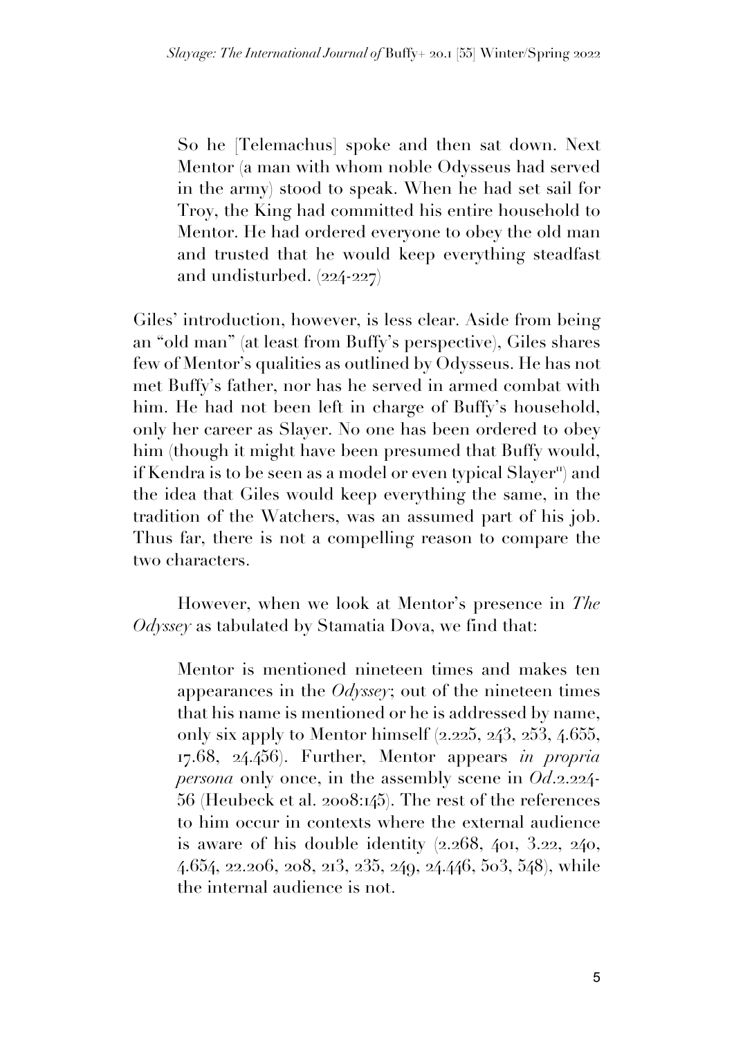> So he [Telemachus] spoke and then sat down. Next Mentor (a man with whom noble Odysseus had served in the army) stood to speak. When he had set sail for Troy, the King had committed his entire household to Mentor. He had ordered everyone to obey the old man and trusted that he would keep everything steadfast and undisturbed. (224-227)

Giles' introduction, however, is less clear. Aside from being an "old man" (at least from Buffy's perspective), Giles shares few of Mentor's qualities as outlined by Odysseus. He has not met Buffy's father, nor has he served in armed combat with him. He had not been left in charge of Buffy's household, only her career as Slayer. No one has been ordered to obey him (though it might have been presumed that Buffy would, if Kendra is to be seen as a model or even typical Slayer[11]) and the idea that Giles would keep everything the same, in the tradition of the Watchers, was an assumed part of his job. Thus far, there is not a compelling reason to compare the two characters.

However, when we look at Mentor's presence in *The Odyssey* as tabulated by Stamatia Dova, we find that:

> Mentor is mentioned nineteen times and makes ten appearances in the *Odyssey*; out of the nineteen times that his name is mentioned or he is addressed by name, only six apply to Mentor himself (2.225, 243, 253, 4.655, 17.68, 24.456). Further, Mentor appears *in propria persona* only once, in the assembly scene in *Od*.2.224-56 (Heubeck et al. 2008:145). The rest of the references to him occur in contexts where the external audience is aware of his double identity (2.268, 401, 3.22, 240, 4.654, 22.206, 208, 213, 235, 249, 24.446, 503, 548), while the internal audience is not.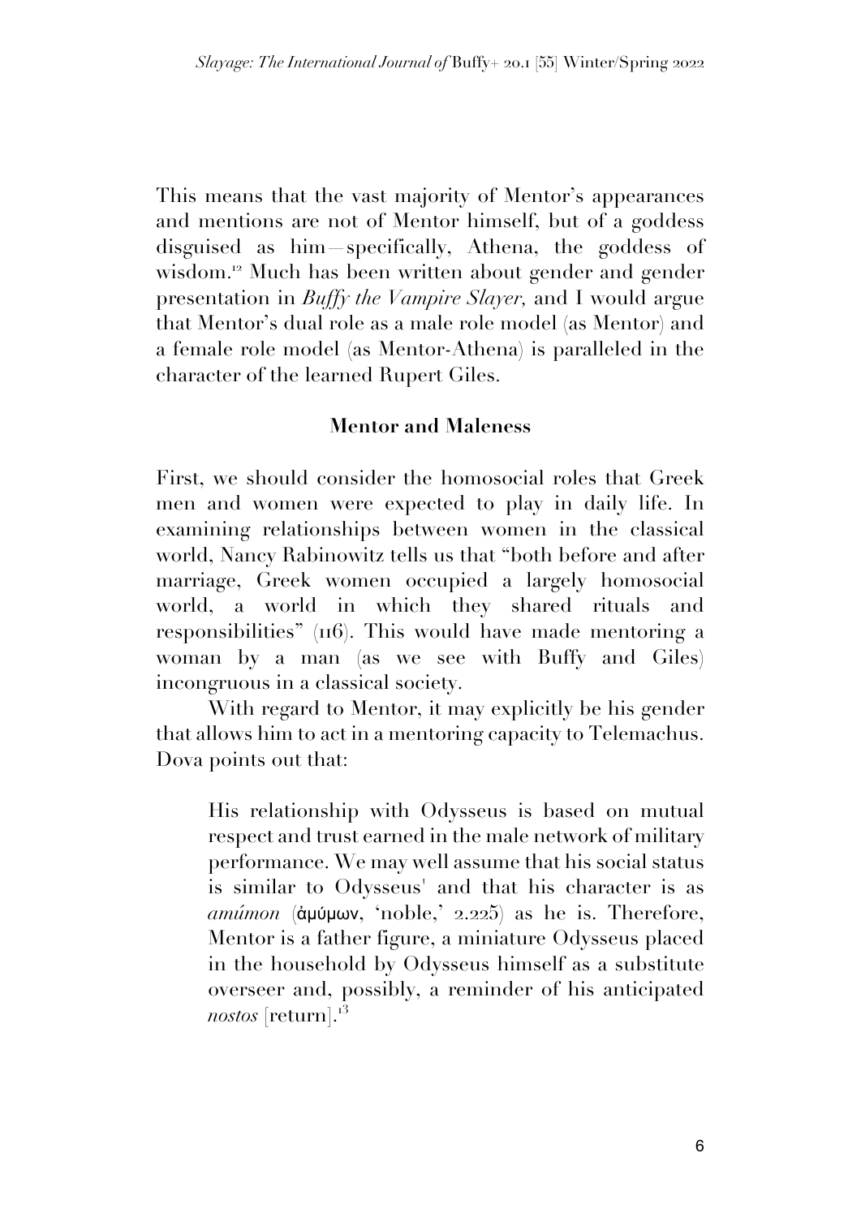This means that the vast majority of Mentor's appearances and mentions are not of Mentor himself, but of a goddess disguised as him—specifically, Athena, the goddess of wisdom.[12] Much has been written about gender and gender presentation in *Buffy the Vampire Slayer*, and I would argue that Mentor's dual role as a male role model (as Mentor) and a female role model (as Mentor-Athena) is paralleled in the character of the learned Rupert Giles.

## Mentor and Maleness

First, we should consider the homosocial roles that Greek men and women were expected to play in daily life. In examining relationships between women in the classical world, Nancy Rabinowitz tells us that "both before and after marriage, Greek women occupied a largely homosocial world, a world in which they shared rituals and responsibilities" (116). This would have made mentoring a woman by a man (as we see with Buffy and Giles) incongruous in a classical society.

With regard to Mentor, it may explicitly be his gender that allows him to act in a mentoring capacity to Telemachus. Dova points out that:

> His relationship with Odysseus is based on mutual respect and trust earned in the male network of military performance. We may well assume that his social status is similar to Odysseus' and that his character is as *amúmon* (ἀμύμων, 'noble,' 2.225) as he is. Therefore, Mentor is a father figure, a miniature Odysseus placed in the household by Odysseus himself as a substitute overseer and, possibly, a reminder of his anticipated *nostos* [return].[13]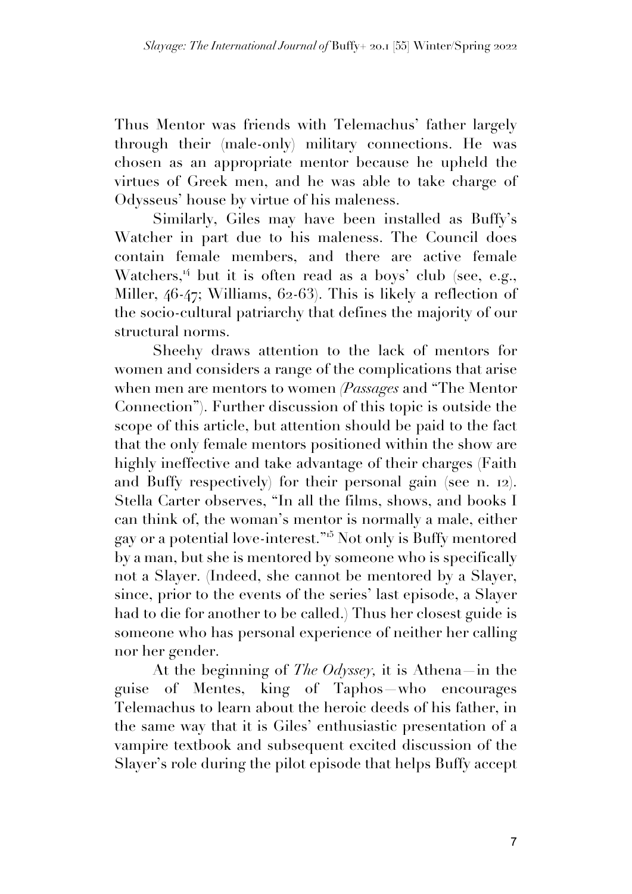Thus Mentor was friends with Telemachus' father largely through their (male-only) military connections. He was chosen as an appropriate mentor because he upheld the virtues of Greek men, and he was able to take charge of Odysseus' house by virtue of his maleness.

Similarly, Giles may have been installed as Buffy's Watcher in part due to his maleness. The Council does contain female members, and there are active female Watchers,[14] but it is often read as a boys' club (see, e.g., Miller, 46-47; Williams, 62-63). This is likely a reflection of the socio-cultural patriarchy that defines the majority of our structural norms.

Sheehy draws attention to the lack of mentors for women and considers a range of the complications that arise when men are mentors to women (*Passages* and "The Mentor Connection"). Further discussion of this topic is outside the scope of this article, but attention should be paid to the fact that the only female mentors positioned within the show are highly ineffective and take advantage of their charges (Faith and Buffy respectively) for their personal gain (see n. 12). Stella Carter observes, "In all the films, shows, and books I can think of, the woman's mentor is normally a male, either gay or a potential love-interest."[15] Not only is Buffy mentored by a man, but she is mentored by someone who is specifically not a Slayer. (Indeed, she cannot be mentored by a Slayer, since, prior to the events of the series' last episode, a Slayer had to die for another to be called.) Thus her closest guide is someone who has personal experience of neither her calling nor her gender.

At the beginning of *The Odyssey*, it is Athena—in the guise of Mentes, king of Taphos—who encourages Telemachus to learn about the heroic deeds of his father, in the same way that it is Giles' enthusiastic presentation of a vampire textbook and subsequent excited discussion of the Slayer's role during the pilot episode that helps Buffy accept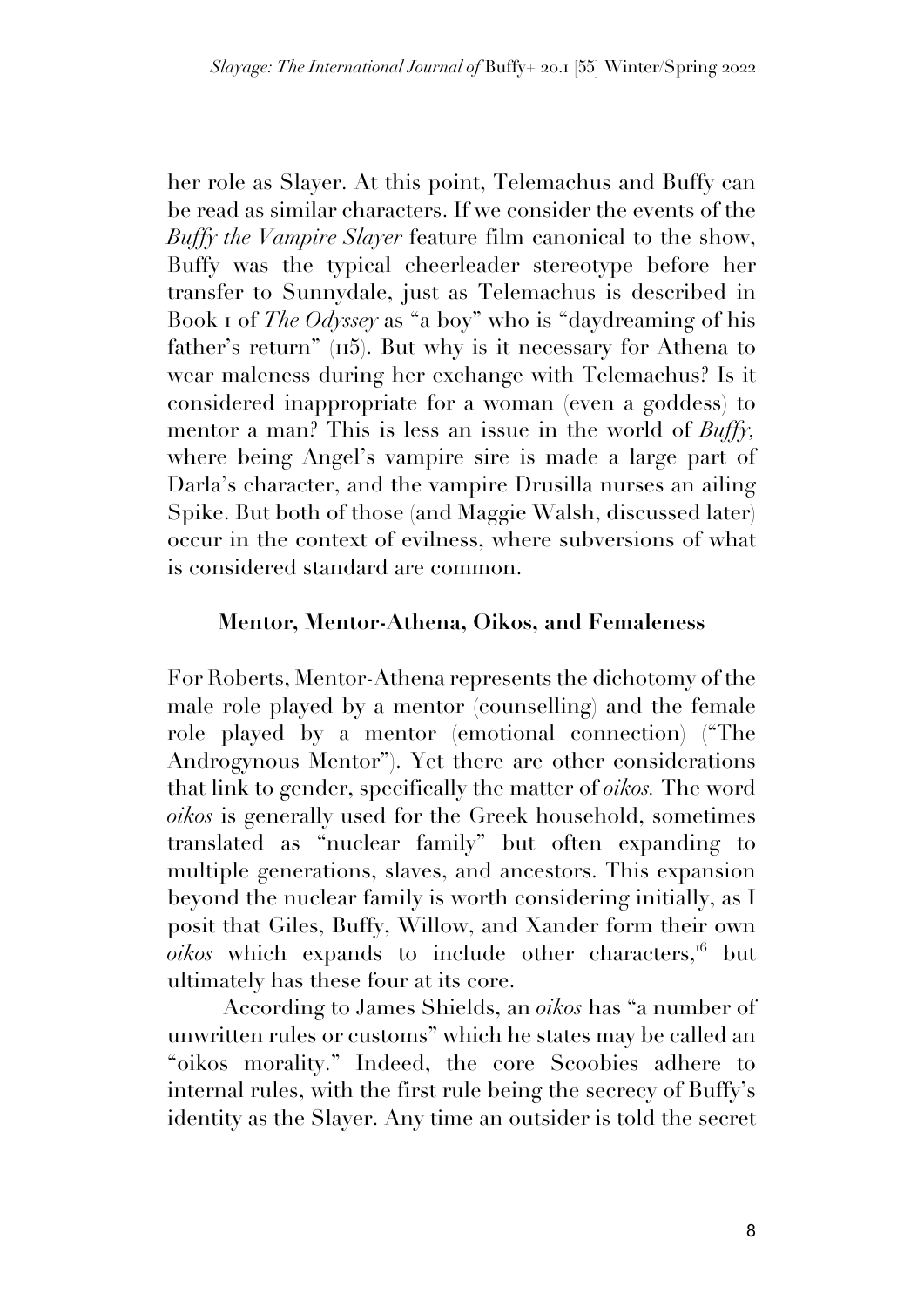her role as Slayer. At this point, Telemachus and Buffy can be read as similar characters. If we consider the events of the *Buffy the Vampire Slayer* feature film canonical to the show, Buffy was the typical cheerleader stereotype before her transfer to Sunnydale, just as Telemachus is described in Book 1 of *The Odyssey* as "a boy" who is "daydreaming of his father's return" (115). But why is it necessary for Athena to wear maleness during her exchange with Telemachus? Is it considered inappropriate for a woman (even a goddess) to mentor a man? This is less an issue in the world of *Buffy*, where being Angel's vampire sire is made a large part of Darla's character, and the vampire Drusilla nurses an ailing Spike. But both of those (and Maggie Walsh, discussed later) occur in the context of evilness, where subversions of what is considered standard are common.

## Mentor, Mentor-Athena, Oikos, and Femaleness

For Roberts, Mentor-Athena represents the dichotomy of the male role played by a mentor (counselling) and the female role played by a mentor (emotional connection) ("The Androgynous Mentor"). Yet there are other considerations that link to gender, specifically the matter of *oikos.* The word *oikos* is generally used for the Greek household, sometimes translated as "nuclear family" but often expanding to multiple generations, slaves, and ancestors. This expansion beyond the nuclear family is worth considering initially, as I posit that Giles, Buffy, Willow, and Xander form their own *oikos* which expands to include other characters,[16] but ultimately has these four at its core.

According to James Shields, an *oikos* has "a number of unwritten rules or customs" which he states may be called an "oikos morality." Indeed, the core Scoobies adhere to internal rules, with the first rule being the secrecy of Buffy's identity as the Slayer. Any time an outsider is told the secret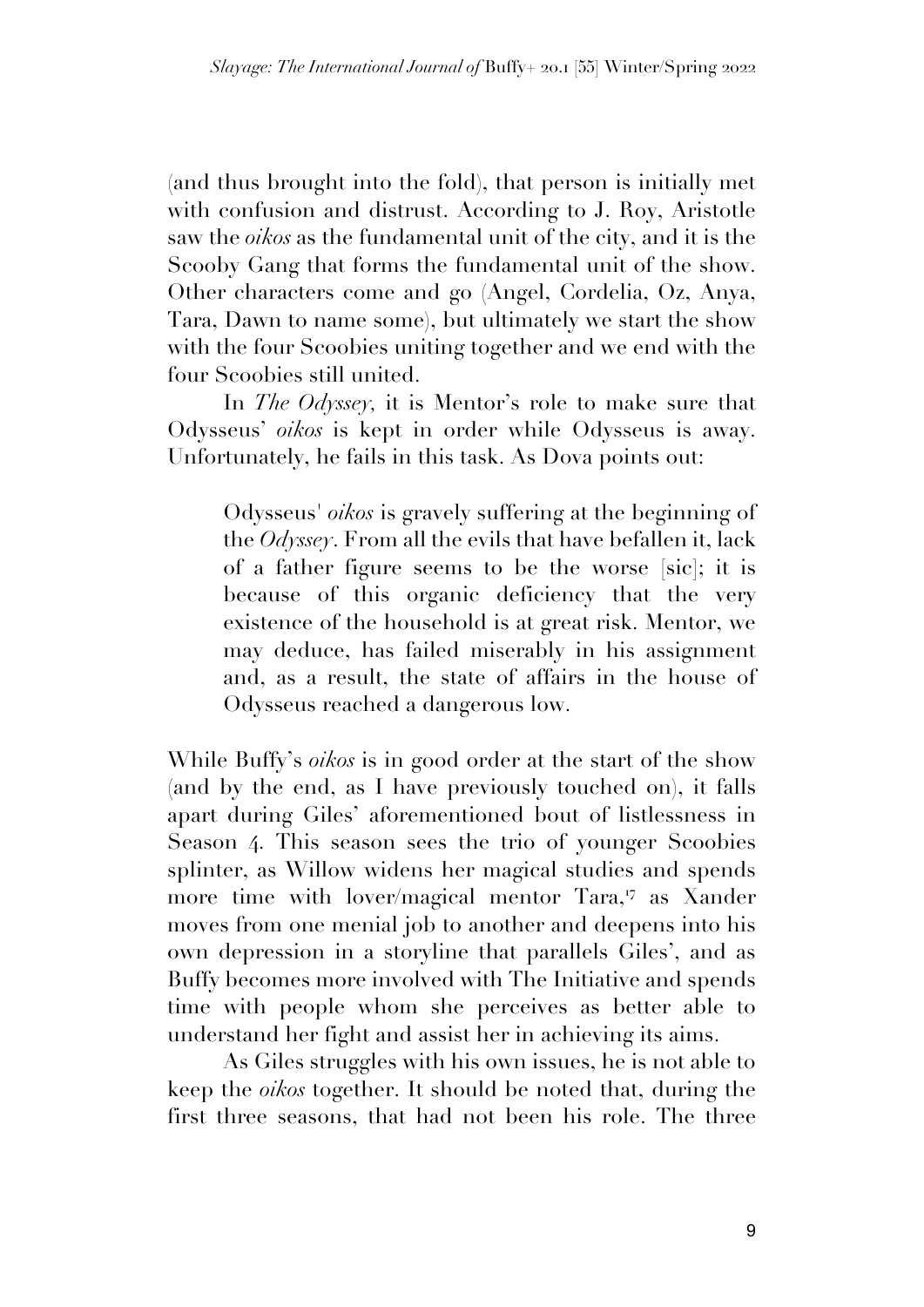(and thus brought into the fold), that person is initially met with confusion and distrust. According to J. Roy, Aristotle saw the *oikos* as the fundamental unit of the city, and it is the Scooby Gang that forms the fundamental unit of the show. Other characters come and go (Angel, Cordelia, Oz, Anya, Tara, Dawn to name some), but ultimately we start the show with the four Scoobies uniting together and we end with the four Scoobies still united.

In *The Odyssey*, it is Mentor's role to make sure that Odysseus' *oikos* is kept in order while Odysseus is away. Unfortunately, he fails in this task. As Dova points out:

> Odysseus' *oikos* is gravely suffering at the beginning of the *Odyssey*. From all the evils that have befallen it, lack of a father figure seems to be the worse [sic]; it is because of this organic deficiency that the very existence of the household is at great risk. Mentor, we may deduce, has failed miserably in his assignment and, as a result, the state of affairs in the house of Odysseus reached a dangerous low.

While Buffy's *oikos* is in good order at the start of the show (and by the end, as I have previously touched on), it falls apart during Giles' aforementioned bout of listlessness in Season 4. This season sees the trio of younger Scoobies splinter, as Willow widens her magical studies and spends more time with lover/magical mentor Tara,[17] as Xander moves from one menial job to another and deepens into his own depression in a storyline that parallels Giles', and as Buffy becomes more involved with The Initiative and spends time with people whom she perceives as better able to understand her fight and assist her in achieving its aims.

As Giles struggles with his own issues, he is not able to keep the *oikos* together. It should be noted that, during the first three seasons, that had not been his role. The three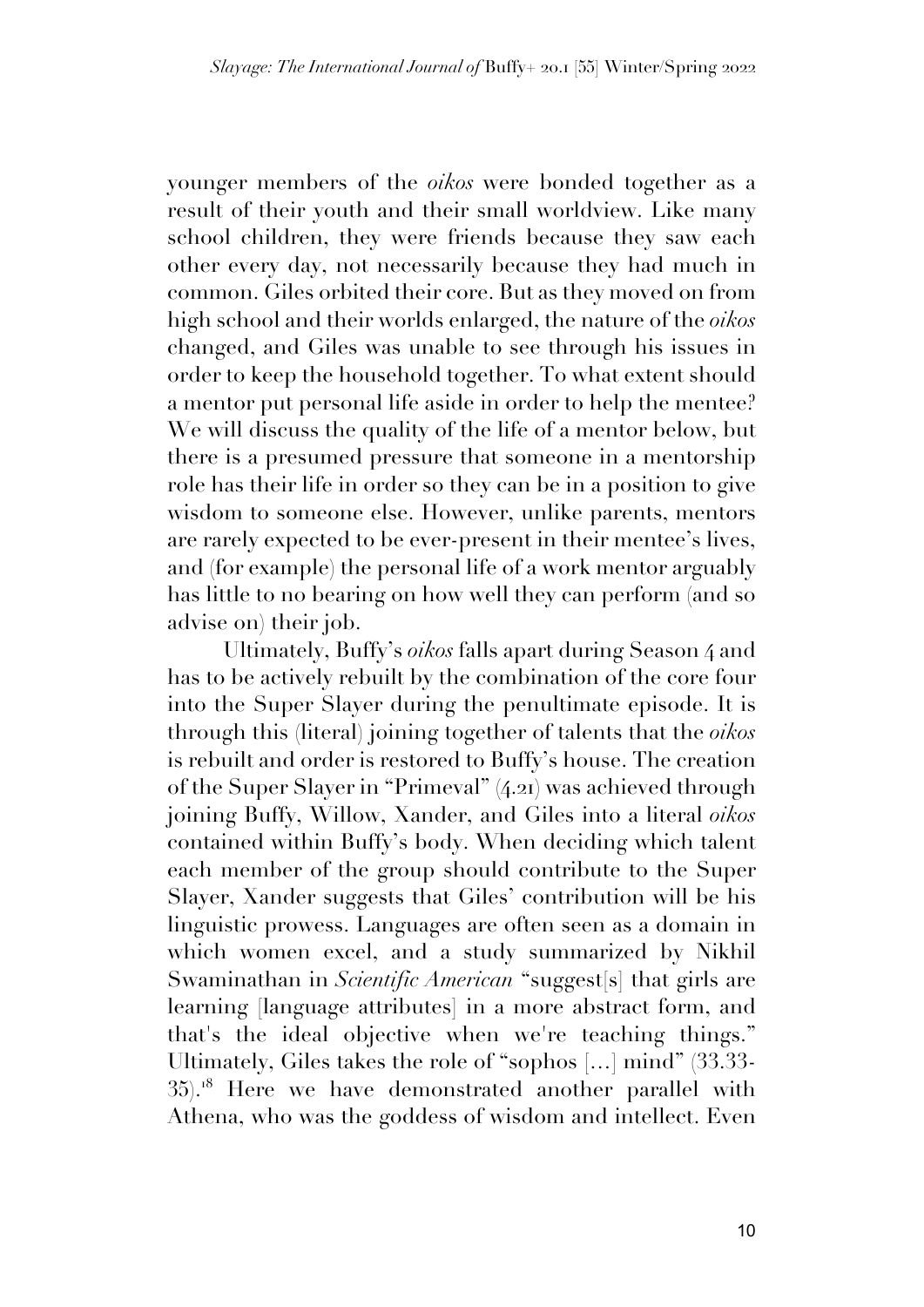younger members of the *oikos* were bonded together as a result of their youth and their small worldview. Like many school children, they were friends because they saw each other every day, not necessarily because they had much in common. Giles orbited their core. But as they moved on from high school and their worlds enlarged, the nature of the *oikos* changed, and Giles was unable to see through his issues in order to keep the household together. To what extent should a mentor put personal life aside in order to help the mentee? We will discuss the quality of the life of a mentor below, but there is a presumed pressure that someone in a mentorship role has their life in order so they can be in a position to give wisdom to someone else. However, unlike parents, mentors are rarely expected to be ever-present in their mentee's lives, and (for example) the personal life of a work mentor arguably has little to no bearing on how well they can perform (and so advise on) their job.

Ultimately, Buffy's *oikos* falls apart during Season 4 and has to be actively rebuilt by the combination of the core four into the Super Slayer during the penultimate episode. It is through this (literal) joining together of talents that the *oikos* is rebuilt and order is restored to Buffy's house. The creation of the Super Slayer in "Primeval" (4.21) was achieved through joining Buffy, Willow, Xander, and Giles into a literal *oikos* contained within Buffy's body. When deciding which talent each member of the group should contribute to the Super Slayer, Xander suggests that Giles' contribution will be his linguistic prowess. Languages are often seen as a domain in which women excel, and a study summarized by Nikhil Swaminathan in *Scientific American* "suggest[s] that girls are learning [language attributes] in a more abstract form, and that's the ideal objective when we're teaching things." Ultimately, Giles takes the role of "sophos […] mind" (33.33-35).[18] Here we have demonstrated another parallel with Athena, who was the goddess of wisdom and intellect. Even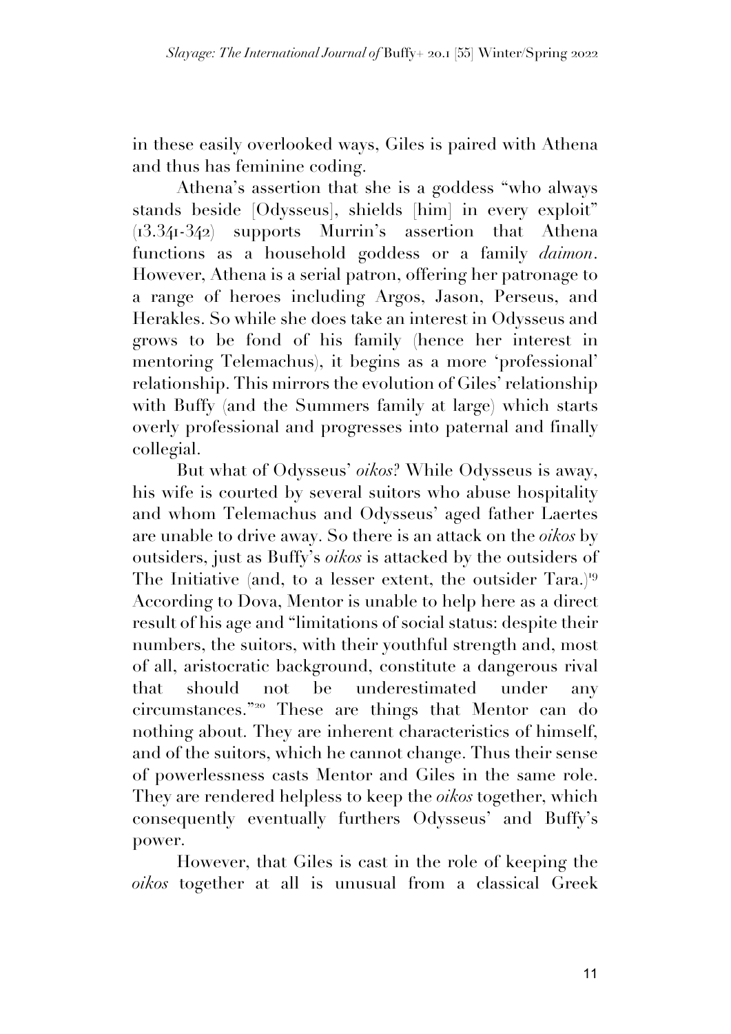in these easily overlooked ways, Giles is paired with Athena and thus has feminine coding.

Athena's assertion that she is a goddess "who always stands beside [Odysseus], shields [him] in every exploit" (13.341-342) supports Murrin's assertion that Athena functions as a household goddess or a family *daimon*. However, Athena is a serial patron, offering her patronage to a range of heroes including Argos, Jason, Perseus, and Herakles. So while she does take an interest in Odysseus and grows to be fond of his family (hence her interest in mentoring Telemachus), it begins as a more 'professional' relationship. This mirrors the evolution of Giles' relationship with Buffy (and the Summers family at large) which starts overly professional and progresses into paternal and finally collegial.

But what of Odysseus' *oikos*? While Odysseus is away, his wife is courted by several suitors who abuse hospitality and whom Telemachus and Odysseus' aged father Laertes are unable to drive away. So there is an attack on the *oikos* by outsiders, just as Buffy's *oikos* is attacked by the outsiders of The Initiative (and, to a lesser extent, the outsider Tara.)[19] According to Dova, Mentor is unable to help here as a direct result of his age and "limitations of social status: despite their numbers, the suitors, with their youthful strength and, most of all, aristocratic background, constitute a dangerous rival that should not be underestimated under any circumstances."[20] These are things that Mentor can do nothing about. They are inherent characteristics of himself, and of the suitors, which he cannot change. Thus their sense of powerlessness casts Mentor and Giles in the same role. They are rendered helpless to keep the *oikos* together, which consequently eventually furthers Odysseus' and Buffy's power.

However, that Giles is cast in the role of keeping the *oikos* together at all is unusual from a classical Greek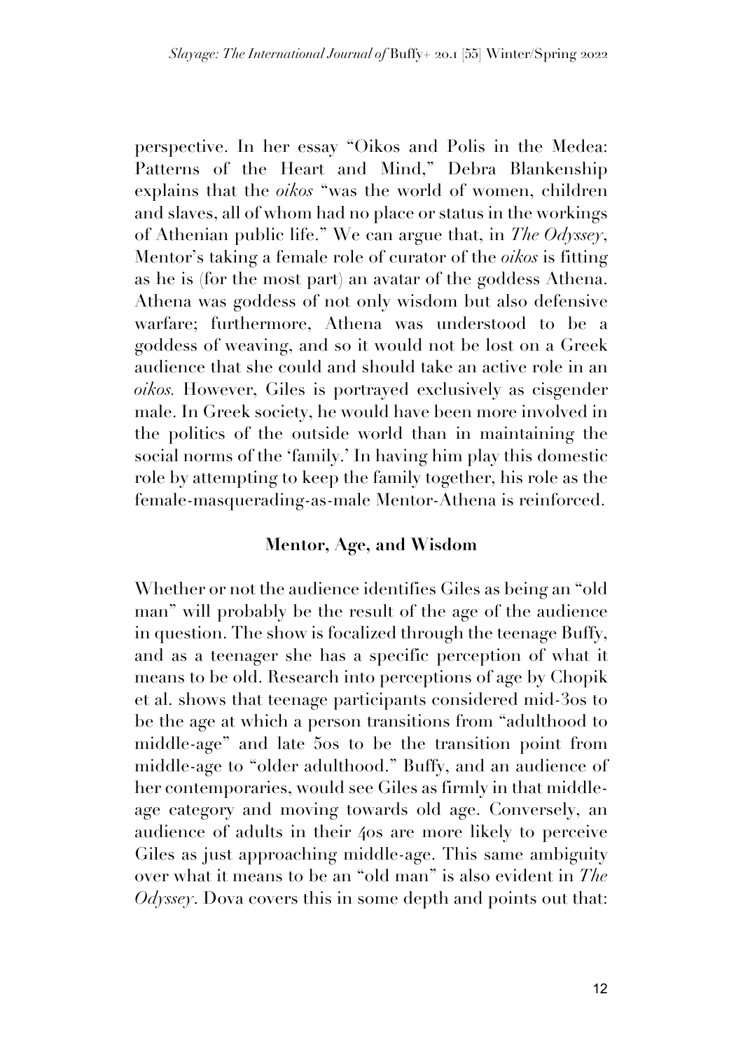perspective. In her essay "Oikos and Polis in the Medea: Patterns of the Heart and Mind," Debra Blankenship explains that the *oikos* "was the world of women, children and slaves, all of whom had no place or status in the workings of Athenian public life." We can argue that, in *The Odyssey*, Mentor's taking a female role of curator of the *oikos* is fitting as he is (for the most part) an avatar of the goddess Athena. Athena was goddess of not only wisdom but also defensive warfare; furthermore, Athena was understood to be a goddess of weaving, and so it would not be lost on a Greek audience that she could and should take an active role in an *oikos.* However, Giles is portrayed exclusively as cisgender male. In Greek society, he would have been more involved in the politics of the outside world than in maintaining the social norms of the 'family.' In having him play this domestic role by attempting to keep the family together, his role as the female-masquerading-as-male Mentor-Athena is reinforced.

## Mentor, Age, and Wisdom

Whether or not the audience identifies Giles as being an "old man" will probably be the result of the age of the audience in question. The show is focalized through the teenage Buffy, and as a teenager she has a specific perception of what it means to be old. Research into perceptions of age by Chopik et al. shows that teenage participants considered mid-30s to be the age at which a person transitions from "adulthood to middle-age" and late 50s to be the transition point from middle-age to "older adulthood." Buffy, and an audience of her contemporaries, would see Giles as firmly in that middle-age category and moving towards old age. Conversely, an audience of adults in their 40s are more likely to perceive Giles as just approaching middle-age. This same ambiguity over what it means to be an "old man" is also evident in *The Odyssey*. Dova covers this in some depth and points out that: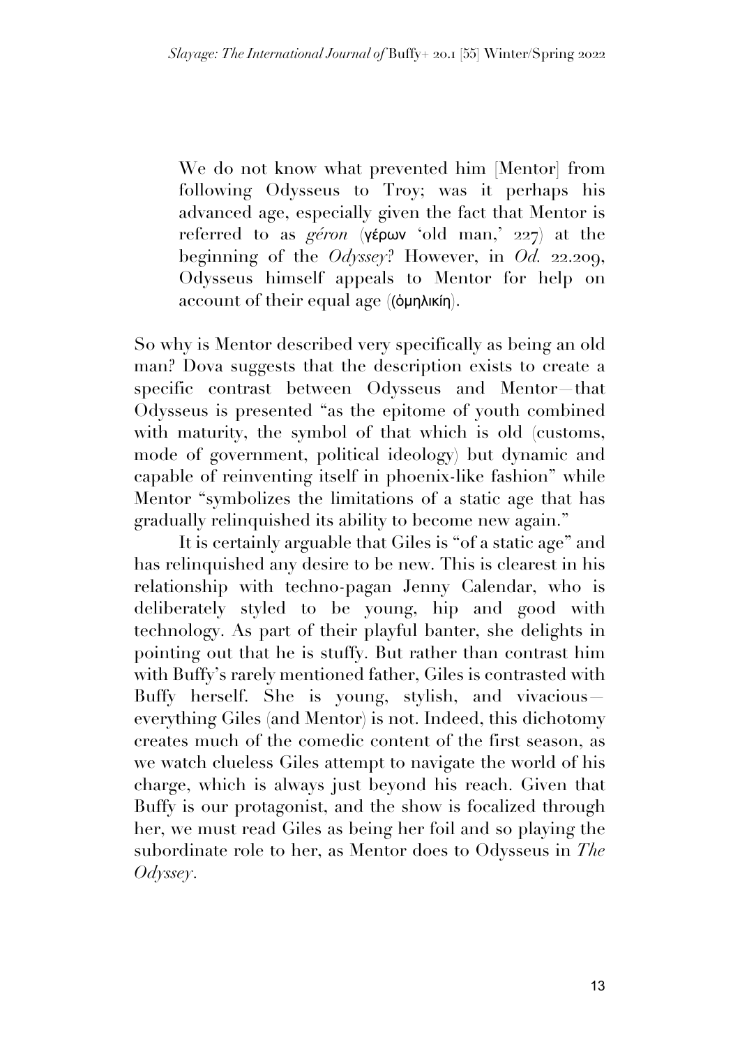> We do not know what prevented him [Mentor] from following Odysseus to Troy; was it perhaps his advanced age, especially given the fact that Mentor is referred to as *géron* (γέρων 'old man,' 227) at the beginning of the *Odyssey*? However, in *Od.* 22.209, Odysseus himself appeals to Mentor for help on account of their equal age ((ὁμηλικίη).

So why is Mentor described very specifically as being an old man? Dova suggests that the description exists to create a specific contrast between Odysseus and Mentor—that Odysseus is presented "as the epitome of youth combined with maturity, the symbol of that which is old (customs, mode of government, political ideology) but dynamic and capable of reinventing itself in phoenix-like fashion" while Mentor "symbolizes the limitations of a static age that has gradually relinquished its ability to become new again."

It is certainly arguable that Giles is "of a static age" and has relinquished any desire to be new. This is clearest in his relationship with techno-pagan Jenny Calendar, who is deliberately styled to be young, hip and good with technology. As part of their playful banter, she delights in pointing out that he is stuffy. But rather than contrast him with Buffy's rarely mentioned father, Giles is contrasted with Buffy herself. She is young, stylish, and vivacious—everything Giles (and Mentor) is not. Indeed, this dichotomy creates much of the comedic content of the first season, as we watch clueless Giles attempt to navigate the world of his charge, which is always just beyond his reach. Given that Buffy is our protagonist, and the show is focalized through her, we must read Giles as being her foil and so playing the subordinate role to her, as Mentor does to Odysseus in *The Odyssey*.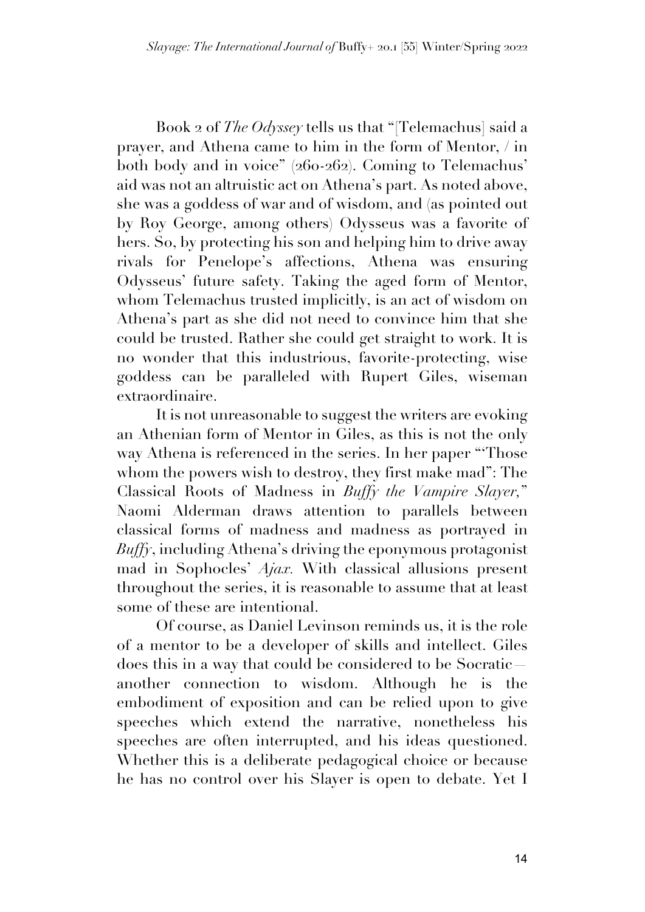Book 2 of *The Odyssey* tells us that "[Telemachus] said a prayer, and Athena came to him in the form of Mentor, / in both body and in voice" (260-262). Coming to Telemachus' aid was not an altruistic act on Athena's part. As noted above, she was a goddess of war and of wisdom, and (as pointed out by Roy George, among others) Odysseus was a favorite of hers. So, by protecting his son and helping him to drive away rivals for Penelope's affections, Athena was ensuring Odysseus' future safety. Taking the aged form of Mentor, whom Telemachus trusted implicitly, is an act of wisdom on Athena's part as she did not need to convince him that she could be trusted. Rather she could get straight to work. It is no wonder that this industrious, favorite-protecting, wise goddess can be paralleled with Rupert Giles, wiseman extraordinaire.

It is not unreasonable to suggest the writers are evoking an Athenian form of Mentor in Giles, as this is not the only way Athena is referenced in the series. In her paper "'Those whom the powers wish to destroy, they first make mad": The Classical Roots of Madness in *Buffy the Vampire Slayer,*" Naomi Alderman draws attention to parallels between classical forms of madness and madness as portrayed in *Buffy*, including Athena's driving the eponymous protagonist mad in Sophocles' *Ajax.* With classical allusions present throughout the series, it is reasonable to assume that at least some of these are intentional.

Of course, as Daniel Levinson reminds us, it is the role of a mentor to be a developer of skills and intellect. Giles does this in a way that could be considered to be Socratic—another connection to wisdom. Although he is the embodiment of exposition and can be relied upon to give speeches which extend the narrative, nonetheless his speeches are often interrupted, and his ideas questioned. Whether this is a deliberate pedagogical choice or because he has no control over his Slayer is open to debate. Yet I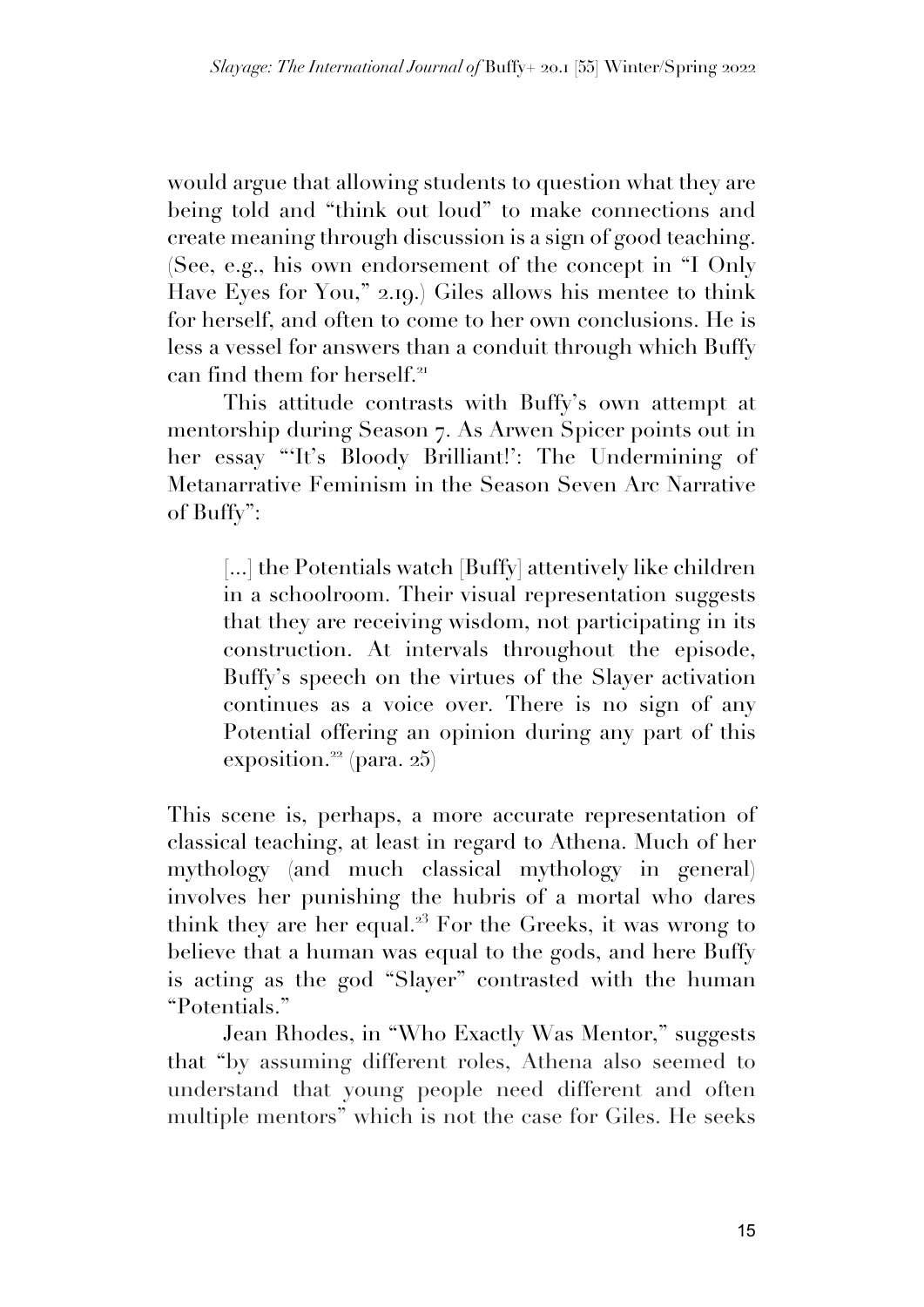would argue that allowing students to question what they are being told and "think out loud" to make connections and create meaning through discussion is a sign of good teaching. (See, e.g., his own endorsement of the concept in "I Only Have Eyes for You," 2.19.) Giles allows his mentee to think for herself, and often to come to her own conclusions. He is less a vessel for answers than a conduit through which Buffy can find them for herself.[21]

This attitude contrasts with Buffy's own attempt at mentorship during Season 7. As Arwen Spicer points out in her essay "'It's Bloody Brilliant!': The Undermining of Metanarrative Feminism in the Season Seven Arc Narrative of Buffy":

> [...] the Potentials watch [Buffy] attentively like children in a schoolroom. Their visual representation suggests that they are receiving wisdom, not participating in its construction. At intervals throughout the episode, Buffy's speech on the virtues of the Slayer activation continues as a voice over. There is no sign of any Potential offering an opinion during any part of this exposition.[22] (para. 25)

This scene is, perhaps, a more accurate representation of classical teaching, at least in regard to Athena. Much of her mythology (and much classical mythology in general) involves her punishing the hubris of a mortal who dares think they are her equal.[23] For the Greeks, it was wrong to believe that a human was equal to the gods, and here Buffy is acting as the god "Slayer" contrasted with the human "Potentials."

Jean Rhodes, in "Who Exactly Was Mentor," suggests that "by assuming different roles, Athena also seemed to understand that young people need different and often multiple mentors" which is not the case for Giles. He seeks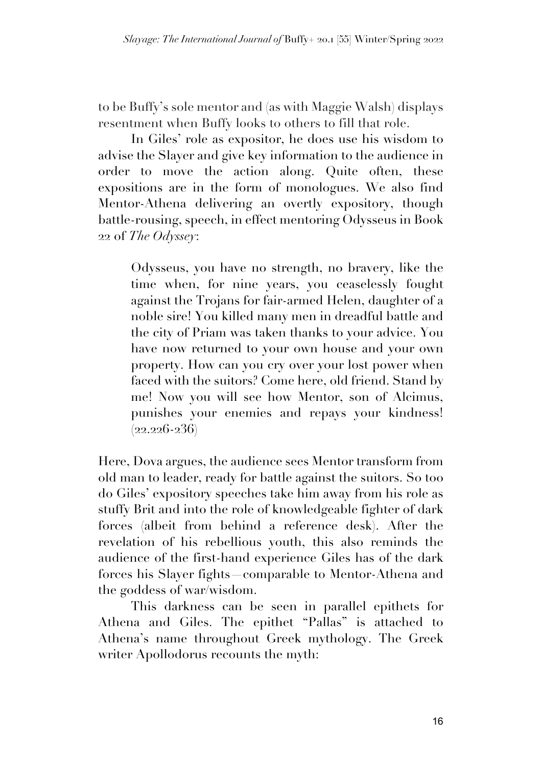to be Buffy's sole mentor and (as with Maggie Walsh) displays resentment when Buffy looks to others to fill that role.

In Giles' role as expositor, he does use his wisdom to advise the Slayer and give key information to the audience in order to move the action along. Quite often, these expositions are in the form of monologues. We also find Mentor-Athena delivering an overtly expository, though battle-rousing, speech, in effect mentoring Odysseus in Book 22 of *The Odyssey*:

> Odysseus, you have no strength, no bravery, like the time when, for nine years, you ceaselessly fought against the Trojans for fair-armed Helen, daughter of a noble sire! You killed many men in dreadful battle and the city of Priam was taken thanks to your advice. You have now returned to your own house and your own property. How can you cry over your lost power when faced with the suitors? Come here, old friend. Stand by me! Now you will see how Mentor, son of Alcimus, punishes your enemies and repays your kindness! (22.226-236)

Here, Dova argues, the audience sees Mentor transform from old man to leader, ready for battle against the suitors. So too do Giles' expository speeches take him away from his role as stuffy Brit and into the role of knowledgeable fighter of dark forces (albeit from behind a reference desk). After the revelation of his rebellious youth, this also reminds the audience of the first-hand experience Giles has of the dark forces his Slayer fights—comparable to Mentor-Athena and the goddess of war/wisdom.

This darkness can be seen in parallel epithets for Athena and Giles. The epithet "Pallas" is attached to Athena's name throughout Greek mythology. The Greek writer Apollodorus recounts the myth: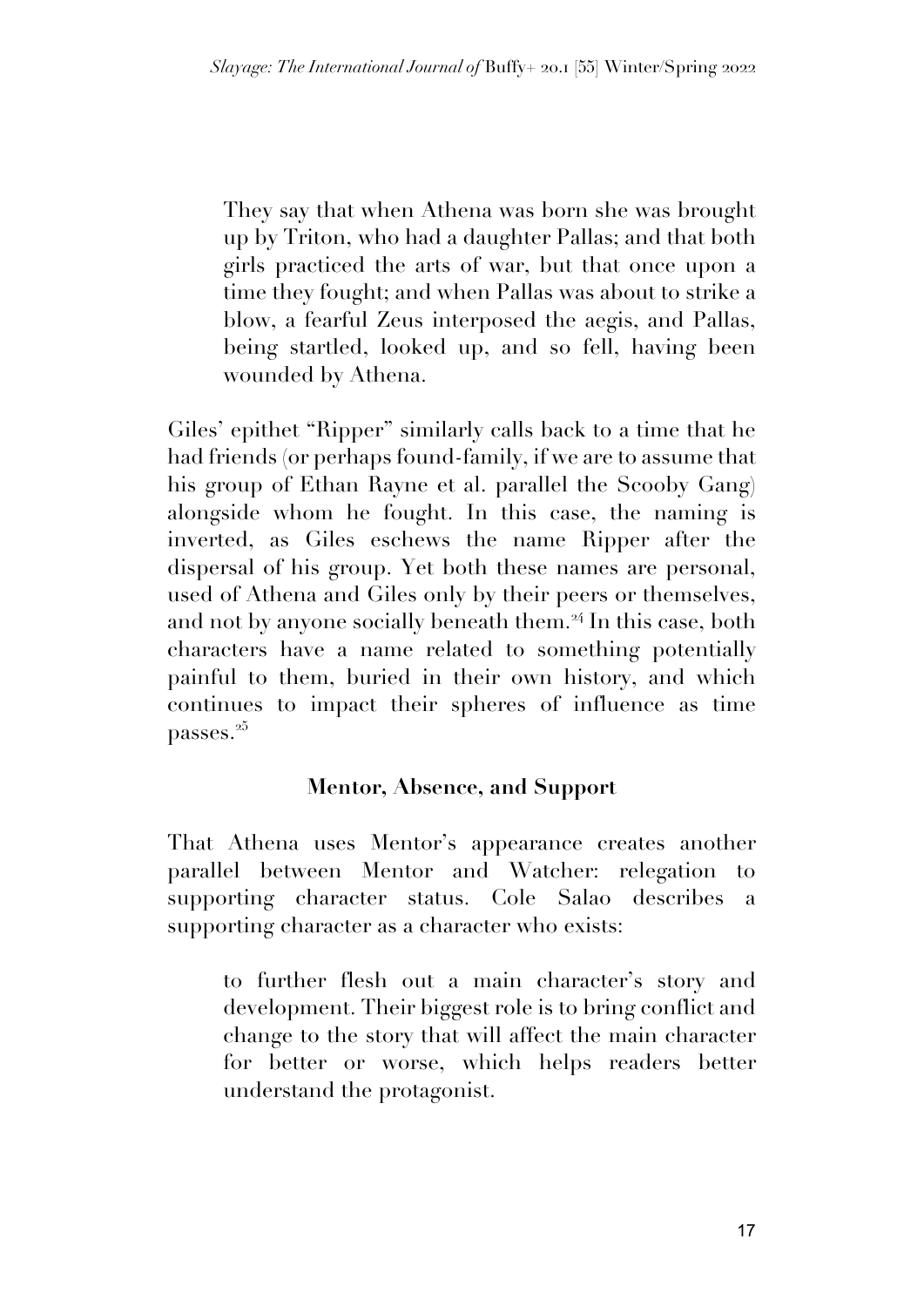> They say that when Athena was born she was brought up by Triton, who had a daughter Pallas; and that both girls practiced the arts of war, but that once upon a time they fought; and when Pallas was about to strike a blow, a fearful Zeus interposed the aegis, and Pallas, being startled, looked up, and so fell, having been wounded by Athena.

Giles' epithet "Ripper" similarly calls back to a time that he had friends (or perhaps found-family, if we are to assume that his group of Ethan Rayne et al. parallel the Scooby Gang) alongside whom he fought. In this case, the naming is inverted, as Giles eschews the name Ripper after the dispersal of his group. Yet both these names are personal, used of Athena and Giles only by their peers or themselves, and not by anyone socially beneath them.[24] In this case, both characters have a name related to something potentially painful to them, buried in their own history, and which continues to impact their spheres of influence as time passes.[25]

### Mentor, Absence, and Support

That Athena uses Mentor's appearance creates another parallel between Mentor and Watcher: relegation to supporting character status. Cole Salao describes a supporting character as a character who exists:

> to further flesh out a main character's story and development. Their biggest role is to bring conflict and change to the story that will affect the main character for better or worse, which helps readers better understand the protagonist.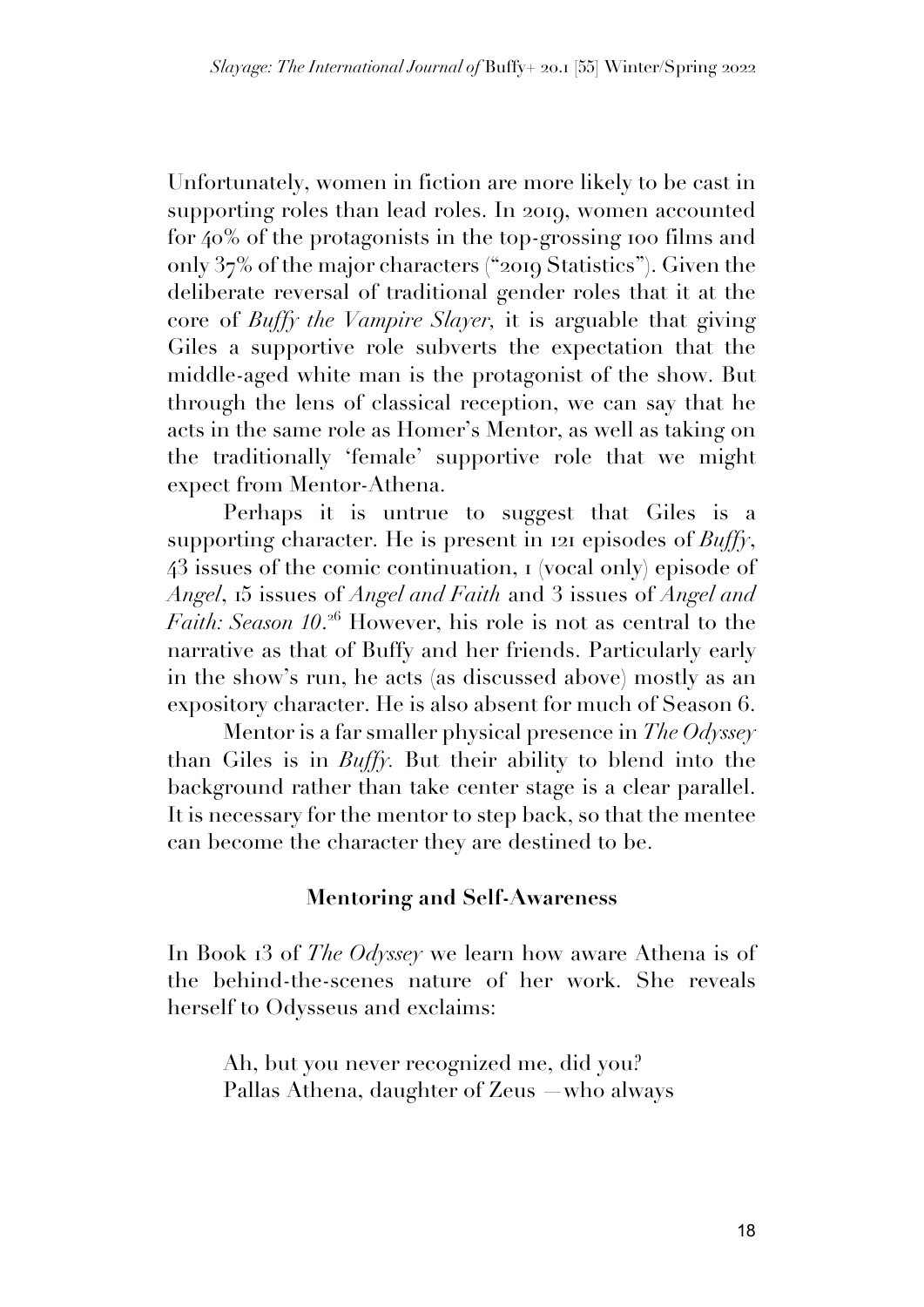Unfortunately, women in fiction are more likely to be cast in supporting roles than lead roles. In 2019, women accounted for 40% of the protagonists in the top-grossing 100 films and only 37% of the major characters ("2019 Statistics"). Given the deliberate reversal of traditional gender roles that it at the core of *Buffy the Vampire Slayer*, it is arguable that giving Giles a supportive role subverts the expectation that the middle-aged white man is the protagonist of the show. But through the lens of classical reception, we can say that he acts in the same role as Homer's Mentor, as well as taking on the traditionally 'female' supportive role that we might expect from Mentor-Athena.

Perhaps it is untrue to suggest that Giles is a supporting character. He is present in 121 episodes of *Buffy*, 43 issues of the comic continuation, 1 (vocal only) episode of *Angel*, 15 issues of *Angel and Faith* and 3 issues of *Angel and Faith: Season 10*.[26] However, his role is not as central to the narrative as that of Buffy and her friends. Particularly early in the show's run, he acts (as discussed above) mostly as an expository character. He is also absent for much of Season 6.

Mentor is a far smaller physical presence in *The Odyssey* than Giles is in *Buffy*. But their ability to blend into the background rather than take center stage is a clear parallel. It is necessary for the mentor to step back, so that the mentee can become the character they are destined to be.

### Mentoring and Self-Awareness

In Book 13 of *The Odyssey* we learn how aware Athena is of the behind-the-scenes nature of her work. She reveals herself to Odysseus and exclaims:

> Ah, but you never recognized me, did you?
> Pallas Athena, daughter of Zeus —who always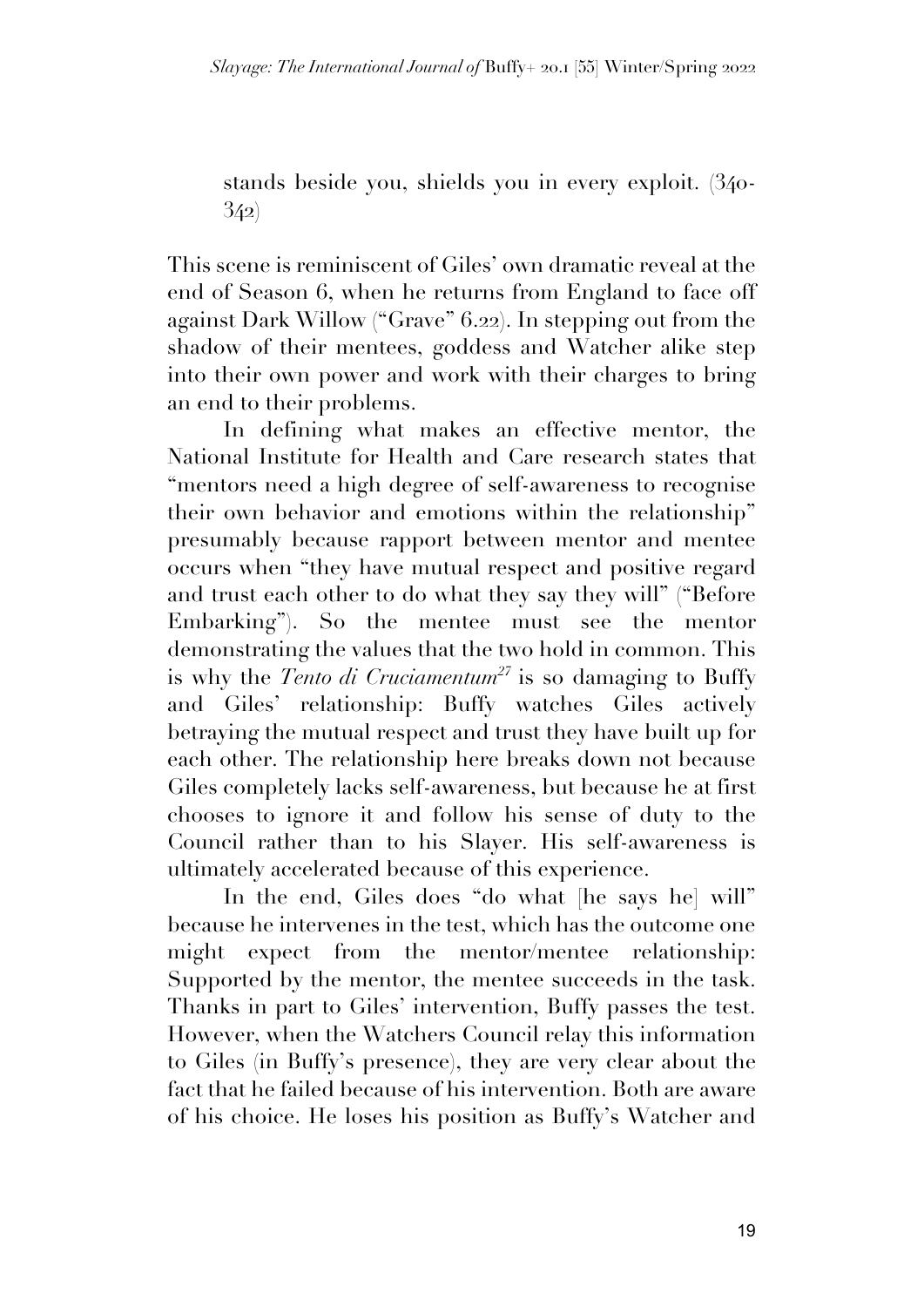> stands beside you, shields you in every exploit. (340-342)

This scene is reminiscent of Giles' own dramatic reveal at the end of Season 6, when he returns from England to face off against Dark Willow ("Grave" 6.22). In stepping out from the shadow of their mentees, goddess and Watcher alike step into their own power and work with their charges to bring an end to their problems.

In defining what makes an effective mentor, the National Institute for Health and Care research states that "mentors need a high degree of self-awareness to recognise their own behavior and emotions within the relationship" presumably because rapport between mentor and mentee occurs when "they have mutual respect and positive regard and trust each other to do what they say they will" ("Before Embarking"). So the mentee must see the mentor demonstrating the values that the two hold in common. This is why the *Tento di Cruciamentum*[27] is so damaging to Buffy and Giles' relationship: Buffy watches Giles actively betraying the mutual respect and trust they have built up for each other. The relationship here breaks down not because Giles completely lacks self-awareness, but because he at first chooses to ignore it and follow his sense of duty to the Council rather than to his Slayer. His self-awareness is ultimately accelerated because of this experience.

In the end, Giles does "do what [he says he] will" because he intervenes in the test, which has the outcome one might expect from the mentor/mentee relationship: Supported by the mentor, the mentee succeeds in the task. Thanks in part to Giles' intervention, Buffy passes the test. However, when the Watchers Council relay this information to Giles (in Buffy's presence), they are very clear about the fact that he failed because of his intervention. Both are aware of his choice. He loses his position as Buffy's Watcher and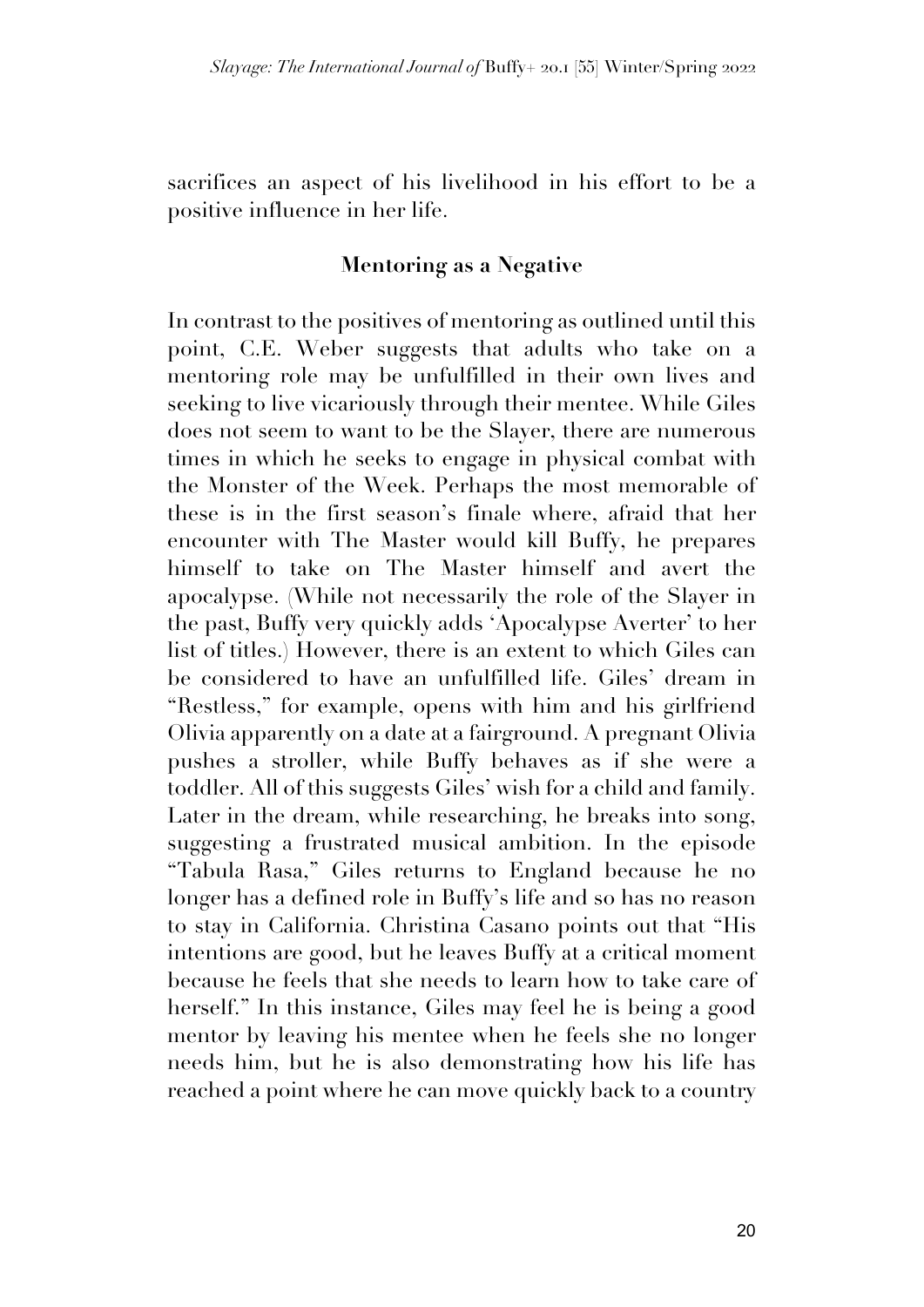sacrifices an aspect of his livelihood in his effort to be a positive influence in her life.

## Mentoring as a Negative

In contrast to the positives of mentoring as outlined until this point, C.E. Weber suggests that adults who take on a mentoring role may be unfulfilled in their own lives and seeking to live vicariously through their mentee. While Giles does not seem to want to be the Slayer, there are numerous times in which he seeks to engage in physical combat with the Monster of the Week. Perhaps the most memorable of these is in the first season's finale where, afraid that her encounter with The Master would kill Buffy, he prepares himself to take on The Master himself and avert the apocalypse. (While not necessarily the role of the Slayer in the past, Buffy very quickly adds 'Apocalypse Averter' to her list of titles.) However, there is an extent to which Giles can be considered to have an unfulfilled life. Giles' dream in "Restless," for example, opens with him and his girlfriend Olivia apparently on a date at a fairground. A pregnant Olivia pushes a stroller, while Buffy behaves as if she were a toddler. All of this suggests Giles' wish for a child and family. Later in the dream, while researching, he breaks into song, suggesting a frustrated musical ambition. In the episode "Tabula Rasa," Giles returns to England because he no longer has a defined role in Buffy's life and so has no reason to stay in California. Christina Casano points out that "His intentions are good, but he leaves Buffy at a critical moment because he feels that she needs to learn how to take care of herself." In this instance, Giles may feel he is being a good mentor by leaving his mentee when he feels she no longer needs him, but he is also demonstrating how his life has reached a point where he can move quickly back to a country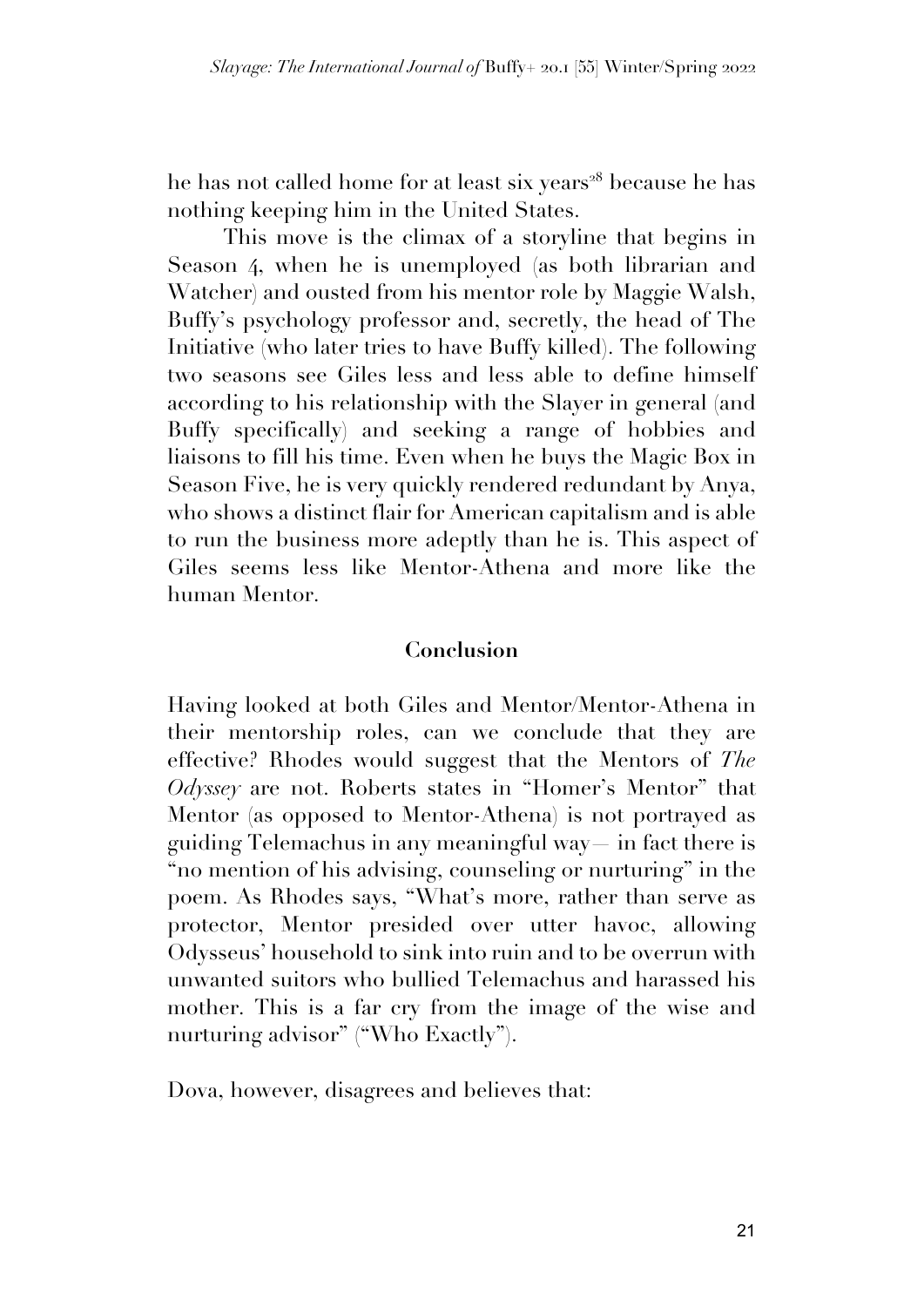he has not called home for at least six years[28] because he has nothing keeping him in the United States.

This move is the climax of a storyline that begins in Season 4, when he is unemployed (as both librarian and Watcher) and ousted from his mentor role by Maggie Walsh, Buffy's psychology professor and, secretly, the head of The Initiative (who later tries to have Buffy killed). The following two seasons see Giles less and less able to define himself according to his relationship with the Slayer in general (and Buffy specifically) and seeking a range of hobbies and liaisons to fill his time. Even when he buys the Magic Box in Season Five, he is very quickly rendered redundant by Anya, who shows a distinct flair for American capitalism and is able to run the business more adeptly than he is. This aspect of Giles seems less like Mentor-Athena and more like the human Mentor.

## Conclusion

Having looked at both Giles and Mentor/Mentor-Athena in their mentorship roles, can we conclude that they are effective? Rhodes would suggest that the Mentors of *The Odyssey* are not. Roberts states in "Homer's Mentor" that Mentor (as opposed to Mentor-Athena) is not portrayed as guiding Telemachus in any meaningful way— in fact there is "no mention of his advising, counseling or nurturing" in the poem. As Rhodes says, "What's more, rather than serve as protector, Mentor presided over utter havoc, allowing Odysseus' household to sink into ruin and to be overrun with unwanted suitors who bullied Telemachus and harassed his mother. This is a far cry from the image of the wise and nurturing advisor" ("Who Exactly").

Dova, however, disagrees and believes that: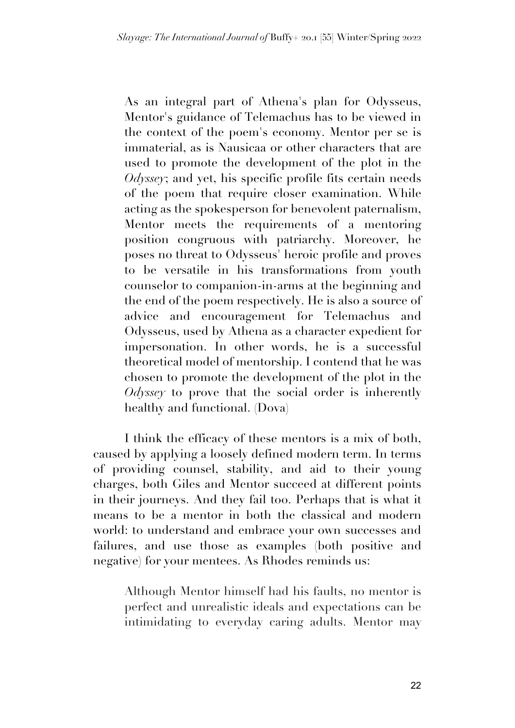> As an integral part of Athena's plan for Odysseus, Mentor's guidance of Telemachus has to be viewed in the context of the poem's economy. Mentor per se is immaterial, as is Nausicaa or other characters that are used to promote the development of the plot in the *Odyssey*; and yet, his specific profile fits certain needs of the poem that require closer examination. While acting as the spokesperson for benevolent paternalism, Mentor meets the requirements of a mentoring position congruous with patriarchy. Moreover, he poses no threat to Odysseus' heroic profile and proves to be versatile in his transformations from youth counselor to companion-in-arms at the beginning and the end of the poem respectively. He is also a source of advice and encouragement for Telemachus and Odysseus, used by Athena as a character expedient for impersonation. In other words, he is a successful theoretical model of mentorship. I contend that he was chosen to promote the development of the plot in the *Odyssey* to prove that the social order is inherently healthy and functional. (Dova)

I think the efficacy of these mentors is a mix of both, caused by applying a loosely defined modern term. In terms of providing counsel, stability, and aid to their young charges, both Giles and Mentor succeed at different points in their journeys. And they fail too. Perhaps that is what it means to be a mentor in both the classical and modern world: to understand and embrace your own successes and failures, and use those as examples (both positive and negative) for your mentees. As Rhodes reminds us:

> Although Mentor himself had his faults, no mentor is perfect and unrealistic ideals and expectations can be intimidating to everyday caring adults. Mentor may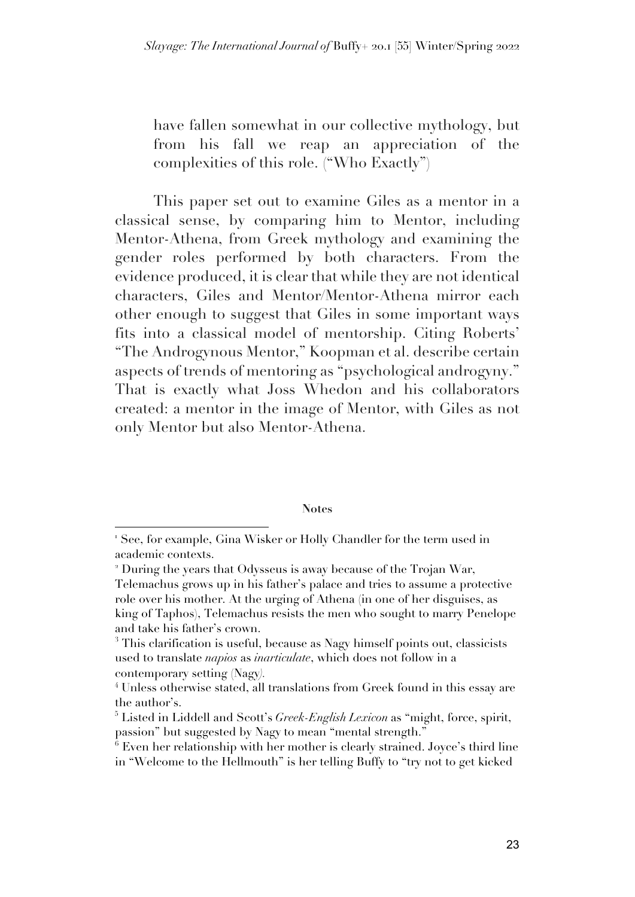> have fallen somewhat in our collective mythology, but from his fall we reap an appreciation of the complexities of this role. ("Who Exactly")

This paper set out to examine Giles as a mentor in a classical sense, by comparing him to Mentor, including Mentor-Athena, from Greek mythology and examining the gender roles performed by both characters. From the evidence produced, it is clear that while they are not identical characters, Giles and Mentor/Mentor-Athena mirror each other enough to suggest that Giles in some important ways fits into a classical model of mentorship. Citing Roberts' "The Androgynous Mentor," Koopman et al. describe certain aspects of trends of mentoring as "psychological androgyny." That is exactly what Joss Whedon and his collaborators created: a mentor in the image of Mentor, with Giles as not only Mentor but also Mentor-Athena.

**Notes**

[1] See, for example, Gina Wisker or Holly Chandler for the term used in academic contexts.

[2] During the years that Odysseus is away because of the Trojan War, Telemachus grows up in his father's palace and tries to assume a protective role over his mother. At the urging of Athena (in one of her disguises, as king of Taphos), Telemachus resists the men who sought to marry Penelope and take his father's crown.

[3] This clarification is useful, because as Nagy himself points out, classicists used to translate *napios* as *inarticulate*, which does not follow in a contemporary setting (Nagy).

[4] Unless otherwise stated, all translations from Greek found in this essay are the author's.

[5] Listed in Liddell and Scott's *Greek-English Lexicon* as "might, force, spirit, passion" but suggested by Nagy to mean "mental strength."

[6] Even her relationship with her mother is clearly strained. Joyce's third line in "Welcome to the Hellmouth" is her telling Buffy to "try not to get kicked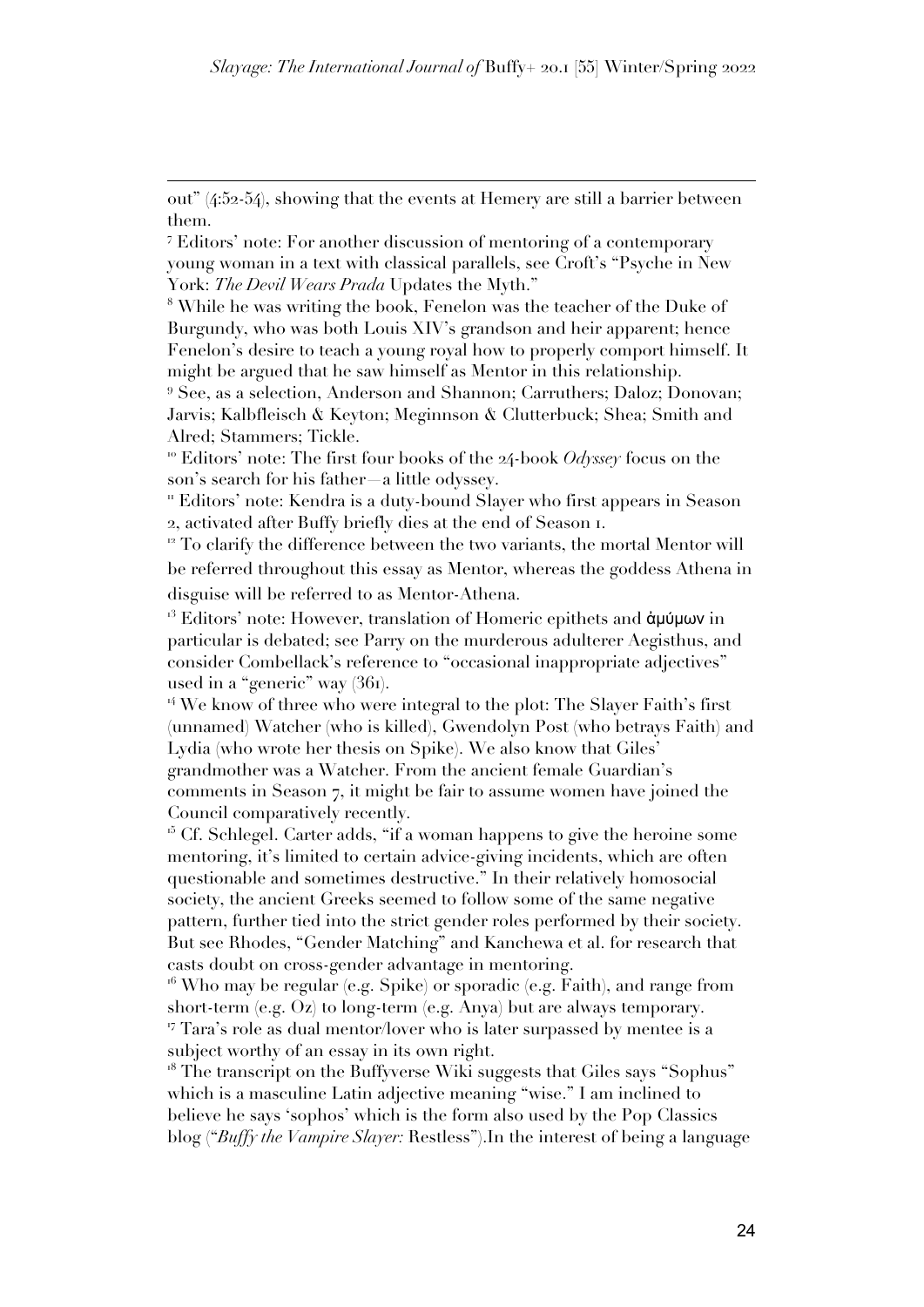out" (4:52-54), showing that the events at Hemery are still a barrier between them.

[7] Editors' note: For another discussion of mentoring of a contemporary young woman in a text with classical parallels, see Croft's "Psyche in New York: *The Devil Wears Prada* Updates the Myth."

[8] While he was writing the book, Fenelon was the teacher of the Duke of Burgundy, who was both Louis XIV's grandson and heir apparent; hence Fenelon's desire to teach a young royal how to properly comport himself. It might be argued that he saw himself as Mentor in this relationship.

[9] See, as a selection, Anderson and Shannon; Carruthers; Daloz; Donovan; Jarvis; Kalbfleisch & Keyton; Meginnson & Clutterbuck; Shea; Smith and Alred; Stammers; Tickle.

[10] Editors' note: The first four books of the 24-book *Odyssey* focus on the son's search for his father—a little odyssey.

[11] Editors' note: Kendra is a duty-bound Slayer who first appears in Season 2, activated after Buffy briefly dies at the end of Season 1.

[12] To clarify the difference between the two variants, the mortal Mentor will be referred throughout this essay as Mentor, whereas the goddess Athena in disguise will be referred to as Mentor-Athena.

[13] Editors' note: However, translation of Homeric epithets and ἀμύμων in particular is debated; see Parry on the murderous adulterer Aegisthus, and consider Combellack's reference to "occasional inappropriate adjectives" used in a "generic" way (361).

[14] We know of three who were integral to the plot: The Slayer Faith's first (unnamed) Watcher (who is killed), Gwendolyn Post (who betrays Faith) and Lydia (who wrote her thesis on Spike). We also know that Giles' grandmother was a Watcher. From the ancient female Guardian's comments in Season 7, it might be fair to assume women have joined the Council comparatively recently.

[15] Cf. Schlegel. Carter adds, "if a woman happens to give the heroine some mentoring, it's limited to certain advice-giving incidents, which are often questionable and sometimes destructive." In their relatively homosocial society, the ancient Greeks seemed to follow some of the same negative pattern, further tied into the strict gender roles performed by their society. But see Rhodes, "Gender Matching" and Kanchewa et al. for research that casts doubt on cross-gender advantage in mentoring.

[16] Who may be regular (e.g. Spike) or sporadic (e.g. Faith), and range from short-term (e.g. Oz) to long-term (e.g. Anya) but are always temporary.

[17] Tara's role as dual mentor/lover who is later surpassed by mentee is a subject worthy of an essay in its own right.

[18] The transcript on the Buffyverse Wiki suggests that Giles says "Sophus" which is a masculine Latin adjective meaning "wise." I am inclined to believe he says 'sophos' which is the form also used by the Pop Classics blog ("*Buffy the Vampire Slayer:* Restless").In the interest of being a language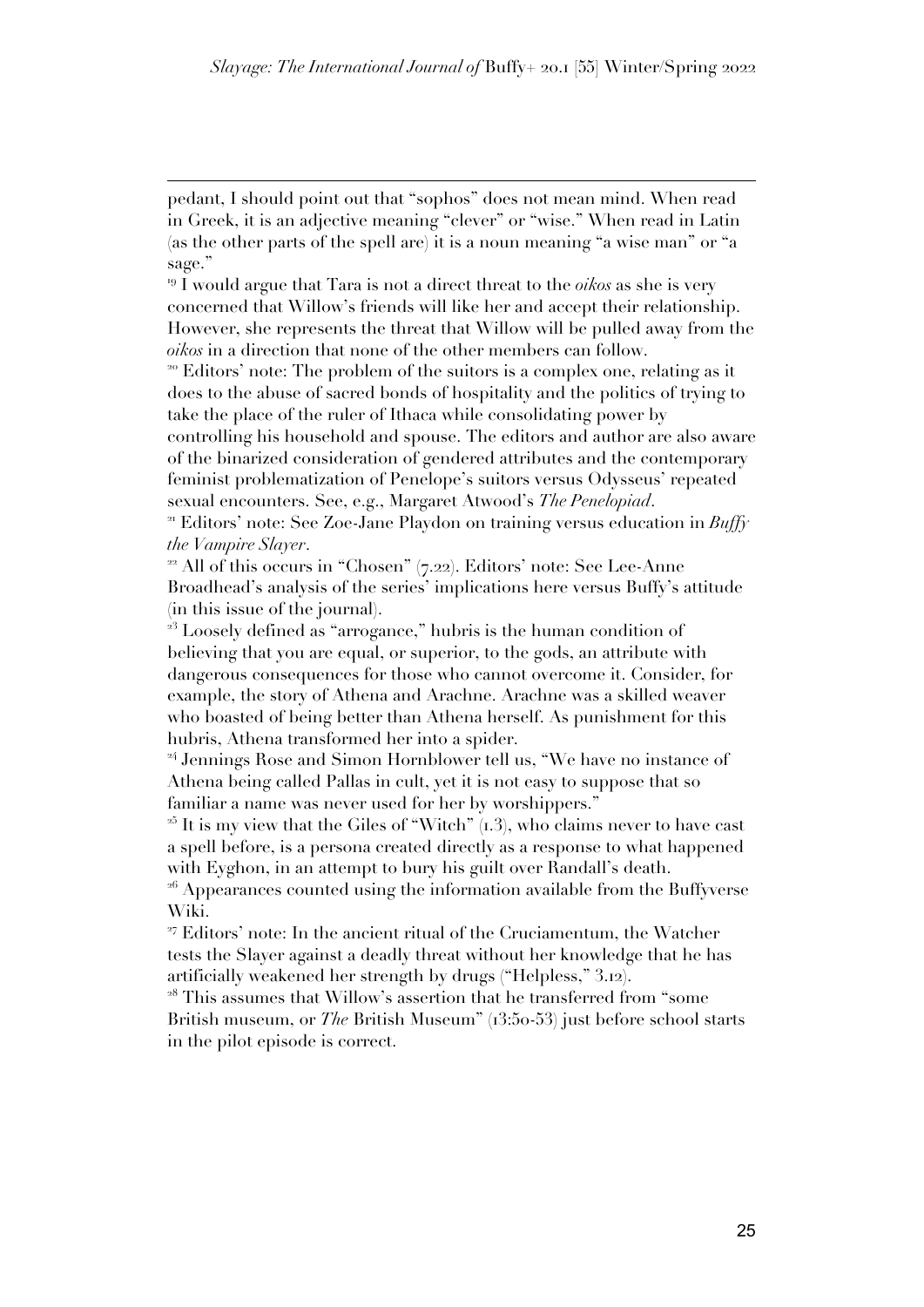pedant, I should point out that "sophos" does not mean mind. When read in Greek, it is an adjective meaning "clever" or "wise." When read in Latin (as the other parts of the spell are) it is a noun meaning "a wise man" or "a sage."

[19] I would argue that Tara is not a direct threat to the *oikos* as she is very concerned that Willow's friends will like her and accept their relationship. However, she represents the threat that Willow will be pulled away from the *oikos* in a direction that none of the other members can follow.

[20] Editors' note: The problem of the suitors is a complex one, relating as it does to the abuse of sacred bonds of hospitality and the politics of trying to take the place of the ruler of Ithaca while consolidating power by controlling his household and spouse. The editors and author are also aware of the binarized consideration of gendered attributes and the contemporary feminist problematization of Penelope's suitors versus Odysseus' repeated sexual encounters. See, e.g., Margaret Atwood's *The Penelopiad*.

[21] Editors' note: See Zoe-Jane Playdon on training versus education in *Buffy the Vampire Slayer*.

[22] All of this occurs in "Chosen" (7.22). Editors' note: See Lee-Anne Broadhead's analysis of the series' implications here versus Buffy's attitude (in this issue of the journal).

[23] Loosely defined as "arrogance," hubris is the human condition of believing that you are equal, or superior, to the gods, an attribute with dangerous consequences for those who cannot overcome it. Consider, for example, the story of Athena and Arachne. Arachne was a skilled weaver who boasted of being better than Athena herself. As punishment for this hubris, Athena transformed her into a spider.

[24] Jennings Rose and Simon Hornblower tell us, "We have no instance of Athena being called Pallas in cult, yet it is not easy to suppose that so familiar a name was never used for her by worshippers."

[25] It is my view that the Giles of "Witch" (1.3), who claims never to have cast a spell before, is a persona created directly as a response to what happened with Eyghon, in an attempt to bury his guilt over Randall's death.

[26] Appearances counted using the information available from the Buffyverse Wiki.

[27] Editors' note: In the ancient ritual of the Cruciamentum, the Watcher tests the Slayer against a deadly threat without her knowledge that he has artificially weakened her strength by drugs ("Helpless," 3.12).

[28] This assumes that Willow's assertion that he transferred from "some British museum, or *The* British Museum" (13:50-53) just before school starts in the pilot episode is correct.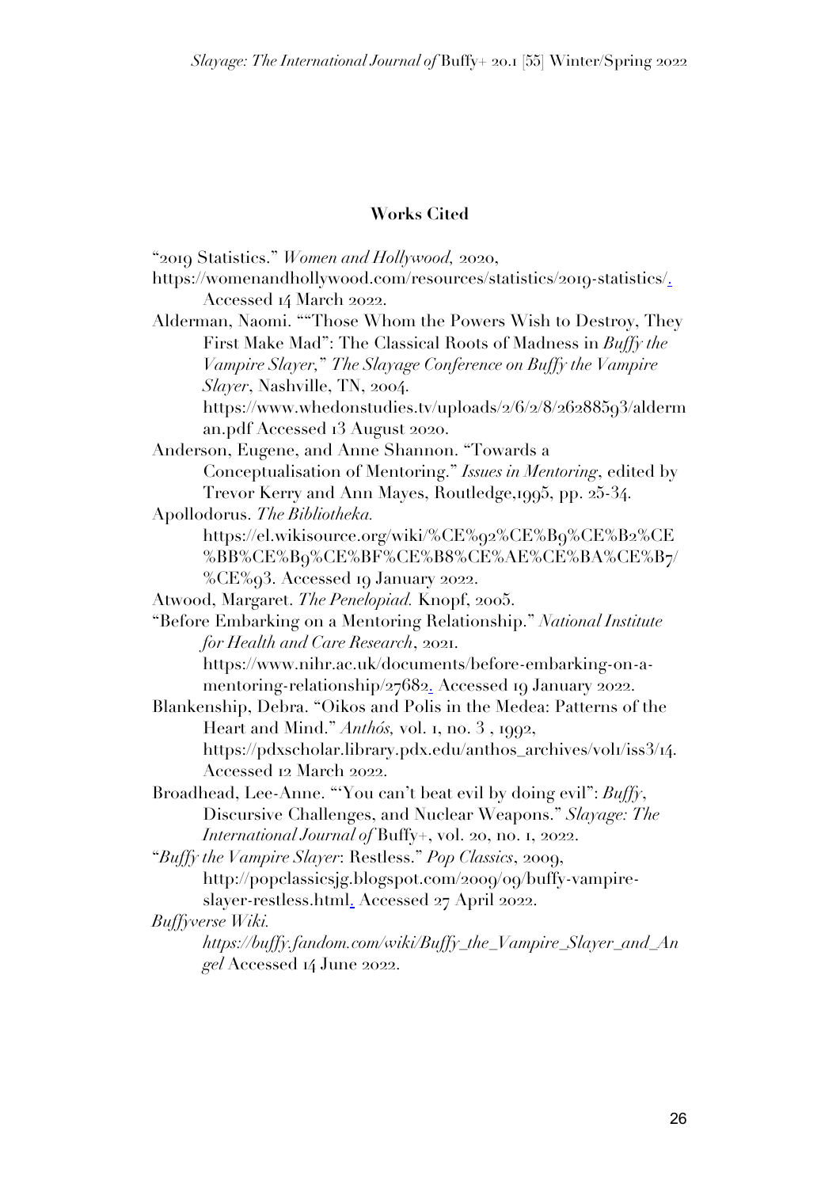## Works Cited

"2019 Statistics." *Women and Hollywood,* 2020, https://womenandhollywood.com/resources/statistics/2019-statistics/. Accessed 14 March 2022.

Alderman, Naomi. ""Those Whom the Powers Wish to Destroy, They First Make Mad": The Classical Roots of Madness in *Buffy the Vampire Slayer*," *The Slayage Conference on Buffy the Vampire Slayer*, Nashville, TN, 2004. https://www.whedonstudies.tv/uploads/2/6/2/8/26288593/alderman.pdf Accessed 13 August 2020.

Anderson, Eugene, and Anne Shannon. "Towards a Conceptualisation of Mentoring." *Issues in Mentoring*, edited by Trevor Kerry and Ann Mayes, Routledge,1995, pp. 25-34.

Apollodorus. *The Bibliotheka.* https://el.wikisource.org/wiki/%CE%92%CE%B9%CE%B2%CE%BB%CE%B9%CE%BF%CE%B8%CE%AE%CE%BA%CE%B7/%CE%93. Accessed 19 January 2022.

Atwood, Margaret. *The Penelopiad.* Knopf, 2005.

"Before Embarking on a Mentoring Relationship." *National Institute for Health and Care Research*, 2021. https://www.nihr.ac.uk/documents/before-embarking-on-a-mentoring-relationship/27682. Accessed 19 January 2022.

Blankenship, Debra. "Oikos and Polis in the Medea: Patterns of the Heart and Mind." *Anthós,* vol. 1, no. 3 , 1992, https://pdxscholar.library.pdx.edu/anthos_archives/vol1/iss3/14. Accessed 12 March 2022.

Broadhead, Lee-Anne. "'You can't beat evil by doing evil": *Buffy*, Discursive Challenges, and Nuclear Weapons." *Slayage: The International Journal of* Buffy+, vol. 20, no. 1, 2022.

"*Buffy the Vampire Slayer*: Restless." *Pop Classics*, 2009, http://popclassicsjg.blogspot.com/2009/09/buffy-vampire-slayer-restless.html. Accessed 27 April 2022.

*Buffyverse Wiki. https://buffy.fandom.com/wiki/Buffy_the_Vampire_Slayer_and_Angel* Accessed 14 June 2022.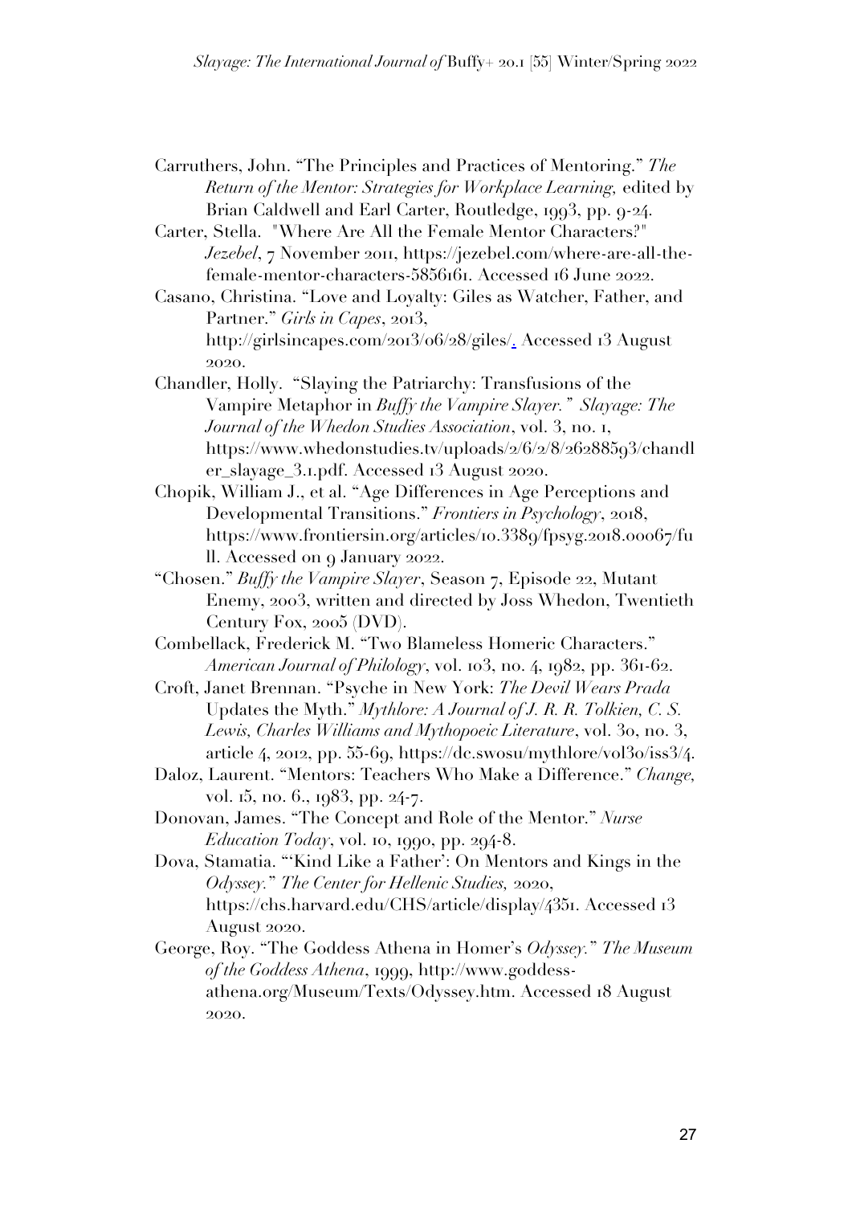Carruthers, John. "The Principles and Practices of Mentoring." *The Return of the Mentor: Strategies for Workplace Learning,* edited by Brian Caldwell and Earl Carter, Routledge, 1993, pp. 9-24.

Carter, Stella. "Where Are All the Female Mentor Characters?" *Jezebel*, 7 November 2011, https://jezebel.com/where-are-all-the-female-mentor-characters-5856161. Accessed 16 June 2022.

Casano, Christina. "Love and Loyalty: Giles as Watcher, Father, and Partner." *Girls in Capes*, 2013, http://girlsincapes.com/2013/06/28/giles/. Accessed 13 August 2020.

Chandler, Holly. "Slaying the Patriarchy: Transfusions of the Vampire Metaphor in *Buffy the Vampire Slayer.*" *Slayage: The Journal of the Whedon Studies Association*, vol. 3, no. 1, https://www.whedonstudies.tv/uploads/2/6/2/8/26288593/chandler_slayage_3.1.pdf. Accessed 13 August 2020.

Chopik, William J., et al. "Age Differences in Age Perceptions and Developmental Transitions." *Frontiers in Psychology*, 2018, https://www.frontiersin.org/articles/10.3389/fpsyg.2018.00067/full. Accessed on 9 January 2022.

"Chosen." *Buffy the Vampire Slayer*, Season 7, Episode 22, Mutant Enemy, 2003, written and directed by Joss Whedon, Twentieth Century Fox, 2005 (DVD).

Combellack, Frederick M. "Two Blameless Homeric Characters." *American Journal of Philology*, vol. 103, no. 4, 1982, pp. 361-62.

Croft, Janet Brennan. "Psyche in New York: *The Devil Wears Prada* Updates the Myth." *Mythlore: A Journal of J. R. R. Tolkien, C. S. Lewis, Charles Williams and Mythopoeic Literature*, vol. 30, no. 3, article 4, 2012, pp. 55-69, https://dc.swosu/mythlore/vol30/iss3/4.

Daloz, Laurent. "Mentors: Teachers Who Make a Difference." *Change,* vol. 15, no. 6., 1983, pp. 24-7.

Donovan, James. "The Concept and Role of the Mentor." *Nurse Education Today*, vol. 10, 1990, pp. 294-8.

Dova, Stamatia. "'Kind Like a Father': On Mentors and Kings in the *Odyssey.*" *The Center for Hellenic Studies,* 2020, https://chs.harvard.edu/CHS/article/display/4351. Accessed 13 August 2020.

George, Roy. "The Goddess Athena in Homer's *Odyssey.*" *The Museum of the Goddess Athena*, 1999, http://www.goddess-athena.org/Museum/Texts/Odyssey.htm. Accessed 18 August 2020.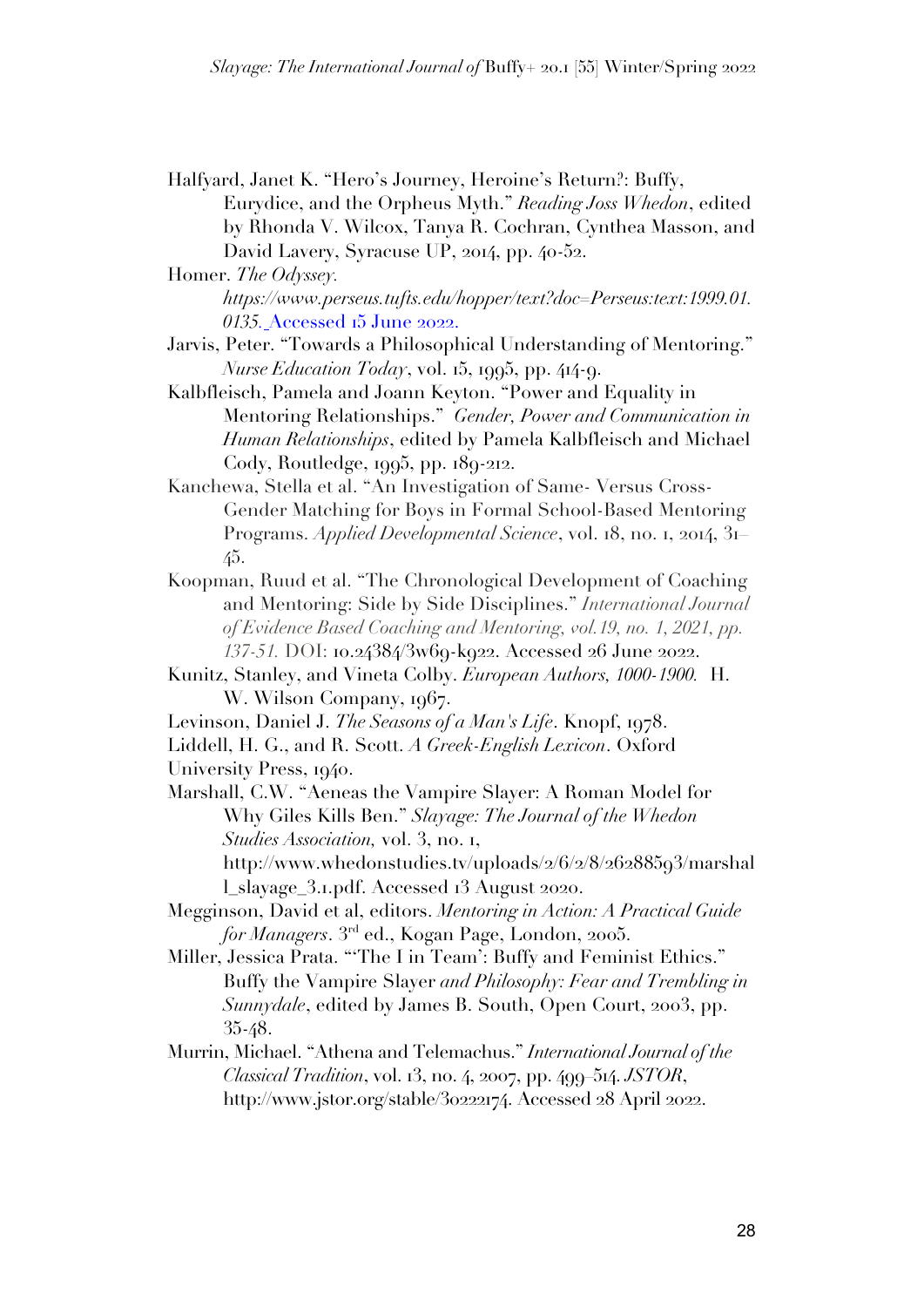Halfyard, Janet K. "Hero's Journey, Heroine's Return?: Buffy, Eurydice, and the Orpheus Myth." *Reading Joss Whedon*, edited by Rhonda V. Wilcox, Tanya R. Cochran, Cynthea Masson, and David Lavery, Syracuse UP, 2014, pp. 40-52.

Homer. *The Odyssey. https://www.perseus.tufts.edu/hopper/text?doc=Perseus:text:1999.01.0135.* Accessed 15 June 2022.

Jarvis, Peter. "Towards a Philosophical Understanding of Mentoring." *Nurse Education Today*, vol. 15, 1995, pp. 414-9.

Kalbfleisch, Pamela and Joann Keyton. "Power and Equality in Mentoring Relationships." *Gender, Power and Communication in Human Relationships*, edited by Pamela Kalbfleisch and Michael Cody, Routledge, 1995, pp. 189-212.

Kanchewa, Stella et al. "An Investigation of Same- Versus Cross-Gender Matching for Boys in Formal School-Based Mentoring Programs. *Applied Developmental Science*, vol. 18, no. 1, 2014, 31–45.

Koopman, Ruud et al. "The Chronological Development of Coaching and Mentoring: Side by Side Disciplines." *International Journal of Evidence Based Coaching and Mentoring, vol.19, no. 1, 2021, pp. 137-51.* DOI: 10.24384/3w69-k922. Accessed 26 June 2022.

Kunitz, Stanley, and Vineta Colby. *European Authors, 1000-1900.* H. W. Wilson Company, 1967.

Levinson, Daniel J. *The Seasons of a Man's Life*. Knopf, 1978.

Liddell, H. G., and R. Scott. *A Greek-English Lexicon*. Oxford University Press, 1940.

Marshall, C.W. "Aeneas the Vampire Slayer: A Roman Model for Why Giles Kills Ben." *Slayage: The Journal of the Whedon Studies Association,* vol. 3, no. 1, http://www.whedonstudies.tv/uploads/2/6/2/8/26288593/marshall_slayage_3.1.pdf. Accessed 13 August 2020.

Megginson, David et al, editors. *Mentoring in Action: A Practical Guide for Managers*. 3rd ed., Kogan Page, London, 2005.

Miller, Jessica Prata. "'The I in Team': Buffy and Feminist Ethics." Buffy the Vampire Slayer *and Philosophy: Fear and Trembling in Sunnydale*, edited by James B. South, Open Court, 2003, pp. 35-48.

Murrin, Michael. "Athena and Telemachus." *International Journal of the Classical Tradition*, vol. 13, no. 4, 2007, pp. 499–514. *JSTOR*, http://www.jstor.org/stable/30222174. Accessed 28 April 2022.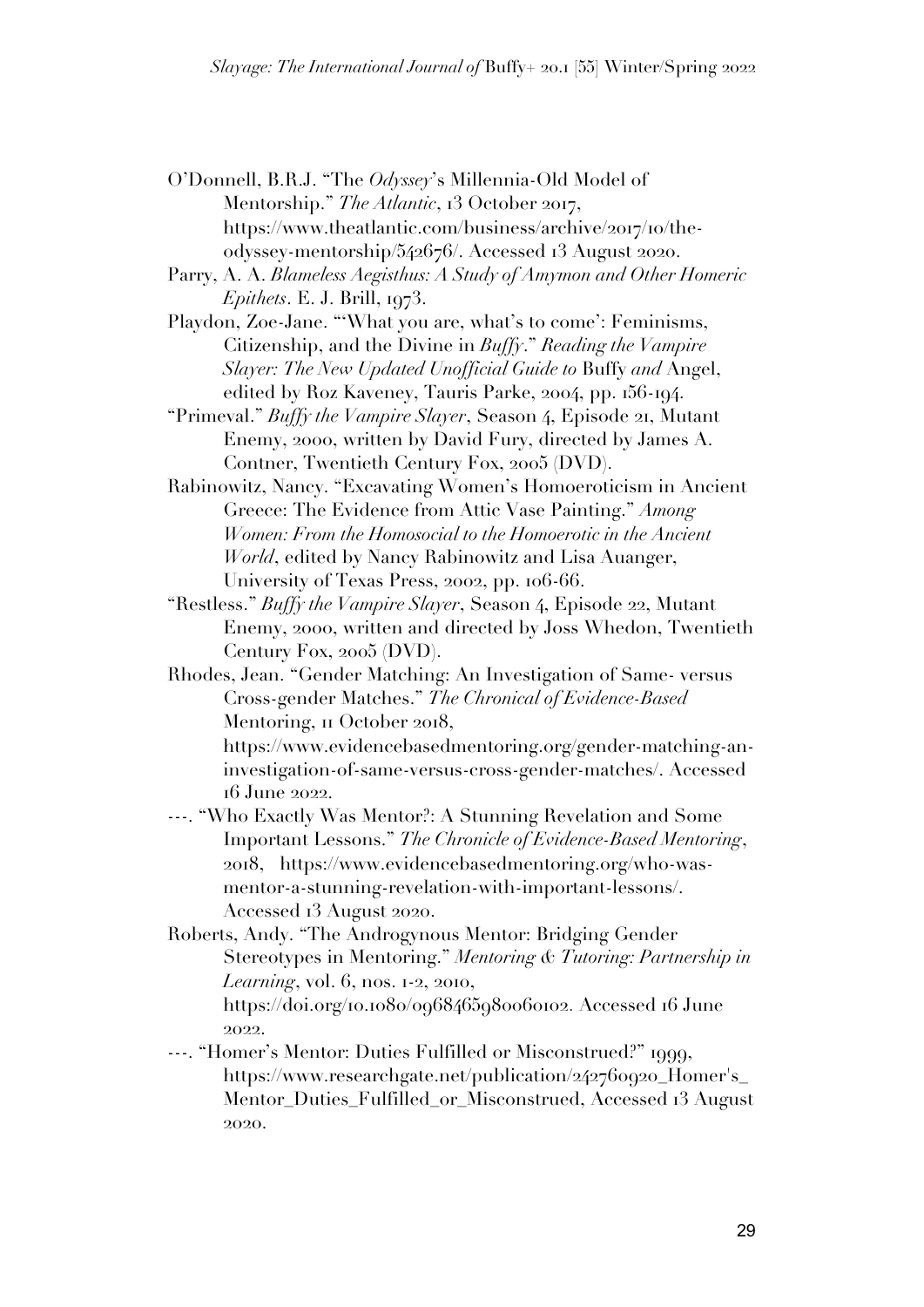O'Donnell, B.R.J. "The *Odyssey*'s Millennia-Old Model of Mentorship." *The Atlantic*, 13 October 2017, https://www.theatlantic.com/business/archive/2017/10/the-odyssey-mentorship/542676/. Accessed 13 August 2020.

Parry, A. A. *Blameless Aegisthus: A Study of Amymon and Other Homeric Epithets*. E. J. Brill, 1973.

Playdon, Zoe-Jane. "'What you are, what's to come': Feminisms, Citizenship, and the Divine in *Buffy*." *Reading the Vampire Slayer: The New Updated Unofficial Guide to* Buffy *and* Angel, edited by Roz Kaveney, Tauris Parke, 2004, pp. 156-194.

"Primeval." *Buffy the Vampire Slayer*, Season 4, Episode 21, Mutant Enemy, 2000, written by David Fury, directed by James A. Contner, Twentieth Century Fox, 2005 (DVD).

Rabinowitz, Nancy. "Excavating Women's Homoeroticism in Ancient Greece: The Evidence from Attic Vase Painting." *Among Women: From the Homosocial to the Homoerotic in the Ancient World*, edited by Nancy Rabinowitz and Lisa Auanger, University of Texas Press, 2002, pp. 106-66.

"Restless." *Buffy the Vampire Slayer*, Season 4, Episode 22, Mutant Enemy, 2000, written and directed by Joss Whedon, Twentieth Century Fox, 2005 (DVD).

Rhodes, Jean. "Gender Matching: An Investigation of Same- versus Cross-gender Matches." *The Chronical of Evidence-Based* Mentoring, 11 October 2018, https://www.evidencebasedmentoring.org/gender-matching-an-investigation-of-same-versus-cross-gender-matches/. Accessed 16 June 2022.

---. "Who Exactly Was Mentor?: A Stunning Revelation and Some Important Lessons." *The Chronicle of Evidence-Based Mentoring*, 2018, https://www.evidencebasedmentoring.org/who-was-mentor-a-stunning-revelation-with-important-lessons/. Accessed 13 August 2020.

Roberts, Andy. "The Androgynous Mentor: Bridging Gender Stereotypes in Mentoring." *Mentoring & Tutoring: Partnership in Learning*, vol. 6, nos. 1-2, 2010, https://doi.org/10.1080/0968465980060102. Accessed 16 June 2022.

---. "Homer's Mentor: Duties Fulfilled or Misconstrued?" 1999, https://www.researchgate.net/publication/242760920_Homer's_Mentor_Duties_Fulfilled_or_Misconstrued, Accessed 13 August 2020.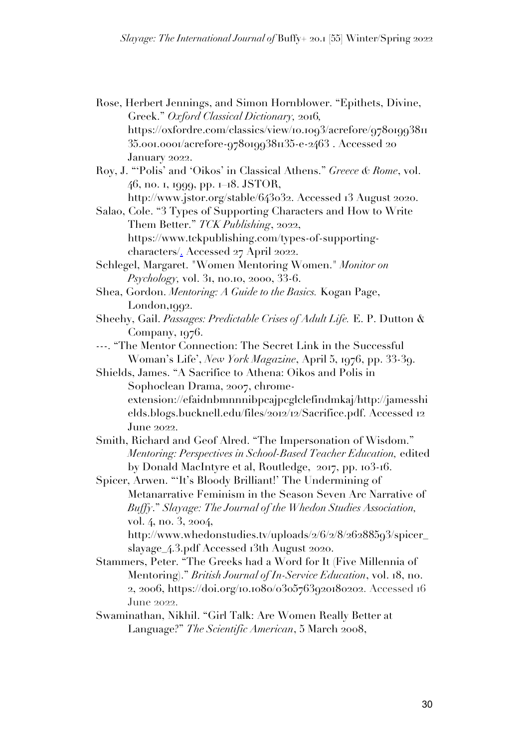Rose, Herbert Jennings, and Simon Hornblower. "Epithets, Divine, Greek." *Oxford Classical Dictionary*, 2016, https://oxfordre.com/classics/view/10.1093/acrefore/9780199381135.001.0001/acrefore-9780199381135-e-2463 . Accessed 20 January 2022.

Roy, J. "'Polis' and 'Oikos' in Classical Athens." *Greece & Rome*, vol. 46, no. 1, 1999, pp. 1–18. JSTOR, http://www.jstor.org/stable/643032. Accessed 13 August 2020.

Salao, Cole. "3 Types of Supporting Characters and How to Write Them Better." *TCK Publishing*, 2022, https://www.tckpublishing.com/types-of-supporting-characters/. Accessed 27 April 2022.

Schlegel, Margaret. "Women Mentoring Women." *Monitor on Psychology*, vol. 31, no.10, 2000, 33-6.

Shea, Gordon. *Mentoring: A Guide to the Basics.* Kogan Page, London,1992.

Sheehy, Gail. *Passages: Predictable Crises of Adult Life.* E. P. Dutton & Company, 1976.

---. "The Mentor Connection: The Secret Link in the Successful Woman's Life', *New York Magazine*, April 5, 1976, pp. 33-39.

Shields, James. "A Sacrifice to Athena: Oikos and Polis in Sophoclean Drama, 2007, chrome-extension://efaidnbmnnnibpcajpcglclefindmkaj/http://jamesshields.blogs.bucknell.edu/files/2012/12/Sacrifice.pdf. Accessed 12 June 2022.

Smith, Richard and Geof Alred. "The Impersonation of Wisdom." *Mentoring: Perspectives in School-Based Teacher Education,* edited by Donald MacIntyre et al, Routledge, 2017, pp. 103-16.

Spicer, Arwen. "'It's Bloody Brilliant!' The Undermining of Metanarrative Feminism in the Season Seven Arc Narrative of *Buffy*." *Slayage: The Journal of the Whedon Studies Association,* vol. 4, no. 3, 2004, http://www.whedonstudies.tv/uploads/2/6/2/8/26288593/spicer_slayage_4.3.pdf Accessed 13th August 2020.

Stammers, Peter. "The Greeks had a Word for It (Five Millennia of Mentoring)." *British Journal of In-Service Education*, vol. 18, no. 2, 2006, https://doi.org/10.1080/0305763920180202. Accessed 16 June 2022.

Swaminathan, Nikhil. "Girl Talk: Are Women Really Better at Language?" *The Scientific American*, 5 March 2008,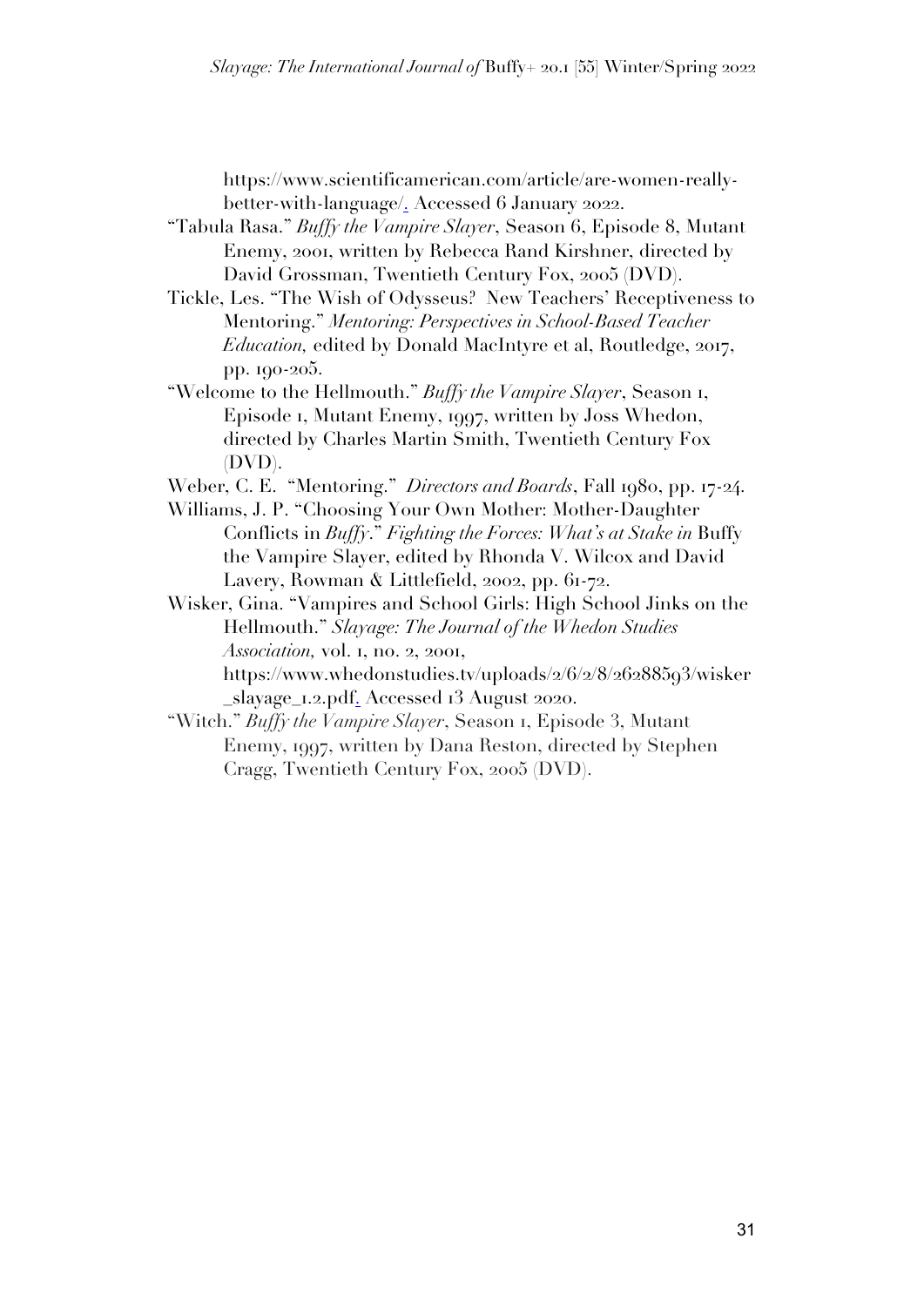https://www.scientificamerican.com/article/are-women-really-better-with-language/. Accessed 6 January 2022.

"Tabula Rasa." *Buffy the Vampire Slayer*, Season 6, Episode 8, Mutant Enemy, 2001, written by Rebecca Rand Kirshner, directed by David Grossman, Twentieth Century Fox, 2005 (DVD).

Tickle, Les. "The Wish of Odysseus? New Teachers' Receptiveness to Mentoring." *Mentoring: Perspectives in School-Based Teacher Education,* edited by Donald MacIntyre et al, Routledge, 2017, pp. 190-205.

"Welcome to the Hellmouth." *Buffy the Vampire Slayer*, Season 1, Episode 1, Mutant Enemy, 1997, written by Joss Whedon, directed by Charles Martin Smith, Twentieth Century Fox (DVD).

Weber, C. E. "Mentoring." *Directors and Boards*, Fall 1980, pp. 17-24.

Williams, J. P. "Choosing Your Own Mother: Mother-Daughter Conflicts in *Buffy*." *Fighting the Forces: What's at Stake in* Buffy the Vampire Slayer, edited by Rhonda V. Wilcox and David Lavery, Rowman & Littlefield, 2002, pp. 61-72.

Wisker, Gina. "Vampires and School Girls: High School Jinks on the Hellmouth." *Slayage: The Journal of the Whedon Studies Association,* vol. 1, no. 2, 2001, https://www.whedonstudies.tv/uploads/2/6/2/8/26288593/wisker_slayage_1.2.pdf. Accessed 13 August 2020.

"Witch." *Buffy the Vampire Slayer*, Season 1, Episode 3, Mutant Enemy, 1997, written by Dana Reston, directed by Stephen Cragg, Twentieth Century Fox, 2005 (DVD).